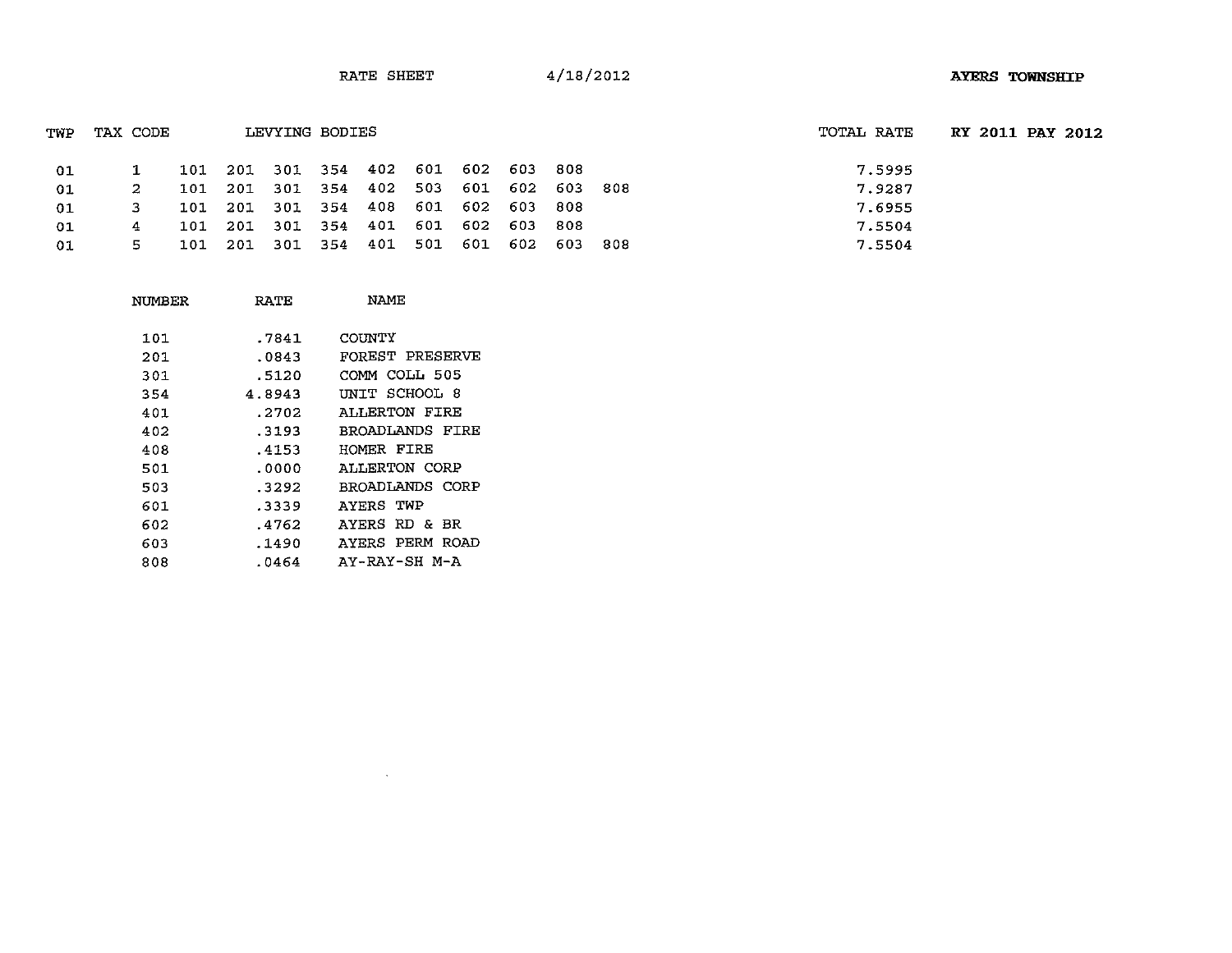RATE SHEET 4/18/2012 **AYERS TOWNSHIP**

| TWP | TAX CODE | LEVYING BODIES | TOTAL RATE | RY 2011 PAY 2012 |
|---|---|---|---|---|
| 01 | 1 | 101 201 301 354 402 601 602 603 808 | 7.5995 | |
| 01 | 2 | 101 201 301 354 402 503 601 602 603 808 | 7.9287 | |
| 01 | 3 | 101 201 301 354 408 601 602 603 808 | 7.6955 | |
| 01 | 4 | 101 201 301 354 401 601 602 603 808 | 7.5504 | |
| 01 | 5 | 101 201 301 354 401 501 601 602 603 808 | 7.5504 | |

| NUMBER | RATE | NAME |
|---|---|---|
| 101 | .7841 | COUNTY |
| 201 | .0843 | FOREST PRESERVE |
| 301 | .5120 | COMM COLL 505 |
| 354 | 4.8943 | UNIT SCHOOL 8 |
| 401 | .2702 | ALLERTON FIRE |
| 402 | .3193 | BROADLANDS FIRE |
| 408 | .4153 | HOMER FIRE |
| 501 | .0000 | ALLERTON CORP |
| 503 | .3292 | BROADLANDS CORP |
| 601 | .3339 | AYERS TWP |
| 602 | .4762 | AYERS RD & BR |
| 603 | .1490 | AYERS PERM ROAD |
| 808 | .0464 | AY-RAY-SH M-A |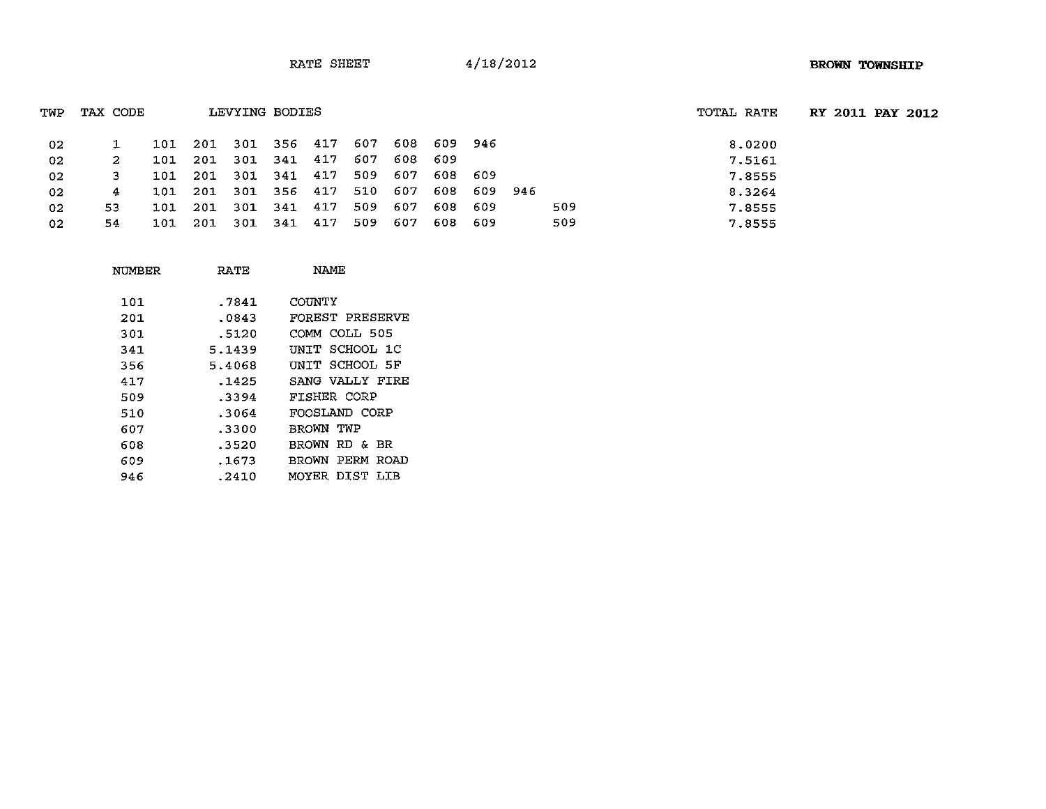RATE SHEET 4/18/2012 **BROWN TOWNSHIP**

**RY 2011 PAY 2012**

| TWP | TAX CODE | LEVYING BODIES | | | | | | | | | | | TOTAL RATE |
|---|---|---|---|---|---|---|---|---|---|---|---|---|---|
| 02 | 1 | 101 | 201 | 301 | 356 | 417 | 607 | 608 | 609 | 946 | | | 8.0200 |
| 02 | 2 | 101 | 201 | 301 | 341 | 417 | 607 | 608 | 609 | | | | 7.5161 |
| 02 | 3 | 101 | 201 | 301 | 341 | 417 | 509 | 607 | 608 | 609 | | | 7.8555 |
| 02 | 4 | 101 | 201 | 301 | 356 | 417 | 510 | 607 | 608 | 609 | 946 | | 8.3264 |
| 02 | 53 | 101 | 201 | 301 | 341 | 417 | 509 | 607 | 608 | 609 | | 509 | 7.8555 |
| 02 | 54 | 101 | 201 | 301 | 341 | 417 | 509 | 607 | 608 | 609 | | 509 | 7.8555 |

| NUMBER | RATE | NAME |
|---|---|---|
| 101 | .7841 | COUNTY |
| 201 | .0843 | FOREST PRESERVE |
| 301 | .5120 | COMM COLL 505 |
| 341 | 5.1439 | UNIT SCHOOL 1C |
| 356 | 5.4068 | UNIT SCHOOL 5F |
| 417 | .1425 | SANG VALLY FIRE |
| 509 | .3394 | FISHER CORP |
| 510 | .3064 | FOOSLAND CORP |
| 607 | .3300 | BROWN TWP |
| 608 | .3520 | BROWN RD & BR |
| 609 | .1673 | BROWN PERM ROAD |
| 946 | .2410 | MOYER DIST LIB |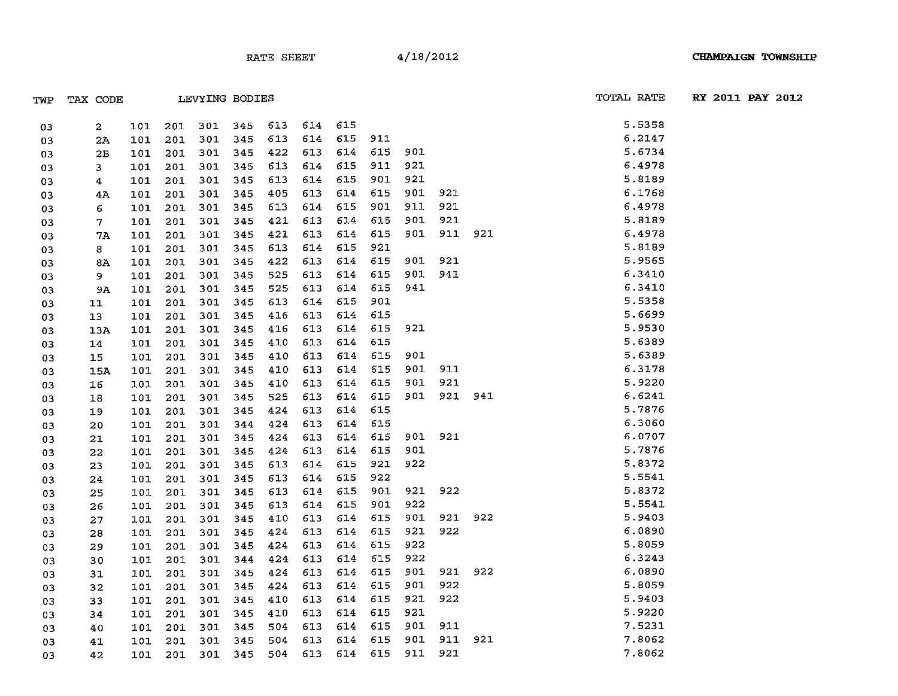RATE SHEET 4/18/2012 **CHAMPAIGN TOWNSHIP**

| TWP | TAX CODE | LEVYING BODIES | | | | | | | | | | | TOTAL RATE | RY 2011 PAY 2012 |
|---|---|---|---|---|---|---|---|---|---|---|---|---|---|---|
| 03 | 2 | 101 | 201 | 301 | 345 | 613 | 614 | 615 | | | | | 5.5358 | |
| 03 | 2A | 101 | 201 | 301 | 345 | 613 | 614 | 615 | 911 | | | | 6.2147 | |
| 03 | 2B | 101 | 201 | 301 | 345 | 422 | 613 | 614 | 615 | 901 | | | 5.6734 | |
| 03 | 3 | 101 | 201 | 301 | 345 | 613 | 614 | 615 | 911 | 921 | | | 6.4978 | |
| 03 | 4 | 101 | 201 | 301 | 345 | 613 | 614 | 615 | 901 | 921 | | | 5.8189 | |
| 03 | 4A | 101 | 201 | 301 | 345 | 405 | 613 | 614 | 615 | 901 | 921 | | 6.1768 | |
| 03 | 6 | 101 | 201 | 301 | 345 | 613 | 614 | 615 | 901 | 911 | 921 | | 6.4978 | |
| 03 | 7 | 101 | 201 | 301 | 345 | 421 | 613 | 614 | 615 | 901 | 921 | | 5.8189 | |
| 03 | 7A | 101 | 201 | 301 | 345 | 421 | 613 | 614 | 615 | 901 | 911 | 921 | 6.4978 | |
| 03 | 8 | 101 | 201 | 301 | 345 | 613 | 614 | 615 | 921 | | | | 5.8189 | |
| 03 | 8A | 101 | 201 | 301 | 345 | 422 | 613 | 614 | 615 | 901 | 921 | | 5.9565 | |
| 03 | 9 | 101 | 201 | 301 | 345 | 525 | 613 | 614 | 615 | 901 | 941 | | 6.3410 | |
| 03 | 9A | 101 | 201 | 301 | 345 | 525 | 613 | 614 | 615 | 941 | | | 6.3410 | |
| 03 | 11 | 101 | 201 | 301 | 345 | 613 | 614 | 615 | 901 | | | | 5.5358 | |
| 03 | 13 | 101 | 201 | 301 | 345 | 416 | 613 | 614 | 615 | | | | 5.6699 | |
| 03 | 13A | 101 | 201 | 301 | 345 | 416 | 613 | 614 | 615 | 921 | | | 5.9530 | |
| 03 | 14 | 101 | 201 | 301 | 345 | 410 | 613 | 614 | 615 | | | | 5.6389 | |
| 03 | 15 | 101 | 201 | 301 | 345 | 410 | 613 | 614 | 615 | 901 | | | 5.6389 | |
| 03 | 15A | 101 | 201 | 301 | 345 | 410 | 613 | 614 | 615 | 901 | 911 | | 6.3178 | |
| 03 | 16 | 101 | 201 | 301 | 345 | 410 | 613 | 614 | 615 | 901 | 921 | | 5.9220 | |
| 03 | 18 | 101 | 201 | 301 | 345 | 525 | 613 | 614 | 615 | 901 | 921 | 941 | 6.6241 | |
| 03 | 19 | 101 | 201 | 301 | 345 | 424 | 613 | 614 | 615 | | | | 5.7876 | |
| 03 | 20 | 101 | 201 | 301 | 344 | 424 | 613 | 614 | 615 | | | | 6.3060 | |
| 03 | 21 | 101 | 201 | 301 | 345 | 424 | 613 | 614 | 615 | 901 | 921 | | 6.0707 | |
| 03 | 22 | 101 | 201 | 301 | 345 | 424 | 613 | 614 | 615 | 901 | | | 5.7876 | |
| 03 | 23 | 101 | 201 | 301 | 345 | 613 | 614 | 615 | 921 | 922 | | | 5.8372 | |
| 03 | 24 | 101 | 201 | 301 | 345 | 613 | 614 | 615 | 922 | | | | 5.5541 | |
| 03 | 25 | 101 | 201 | 301 | 345 | 613 | 614 | 615 | 901 | 921 | 922 | | 5.8372 | |
| 03 | 26 | 101 | 201 | 301 | 345 | 613 | 614 | 615 | 901 | 922 | | | 5.5541 | |
| 03 | 27 | 101 | 201 | 301 | 345 | 410 | 613 | 614 | 615 | 901 | 921 | 922 | 5.9403 | |
| 03 | 28 | 101 | 201 | 301 | 345 | 424 | 613 | 614 | 615 | 921 | 922 | | 6.0890 | |
| 03 | 29 | 101 | 201 | 301 | 345 | 424 | 613 | 614 | 615 | 922 | | | 5.8059 | |
| 03 | 30 | 101 | 201 | 301 | 344 | 424 | 613 | 614 | 615 | 922 | | | 6.3243 | |
| 03 | 31 | 101 | 201 | 301 | 345 | 424 | 613 | 614 | 615 | 901 | 921 | 922 | 6.0890 | |
| 03 | 32 | 101 | 201 | 301 | 345 | 424 | 613 | 614 | 615 | 901 | 922 | | 5.8059 | |
| 03 | 33 | 101 | 201 | 301 | 345 | 410 | 613 | 614 | 615 | 921 | 922 | | 5.9403 | |
| 03 | 34 | 101 | 201 | 301 | 345 | 410 | 613 | 614 | 615 | 921 | | | 5.9220 | |
| 03 | 40 | 101 | 201 | 301 | 345 | 504 | 613 | 614 | 615 | 901 | 911 | | 7.5231 | |
| 03 | 41 | 101 | 201 | 301 | 345 | 504 | 613 | 614 | 615 | 901 | 911 | 921 | 7.8062 | |
| 03 | 42 | 101 | 201 | 301 | 345 | 504 | 613 | 614 | 615 | 911 | 921 | | 7.8062 | |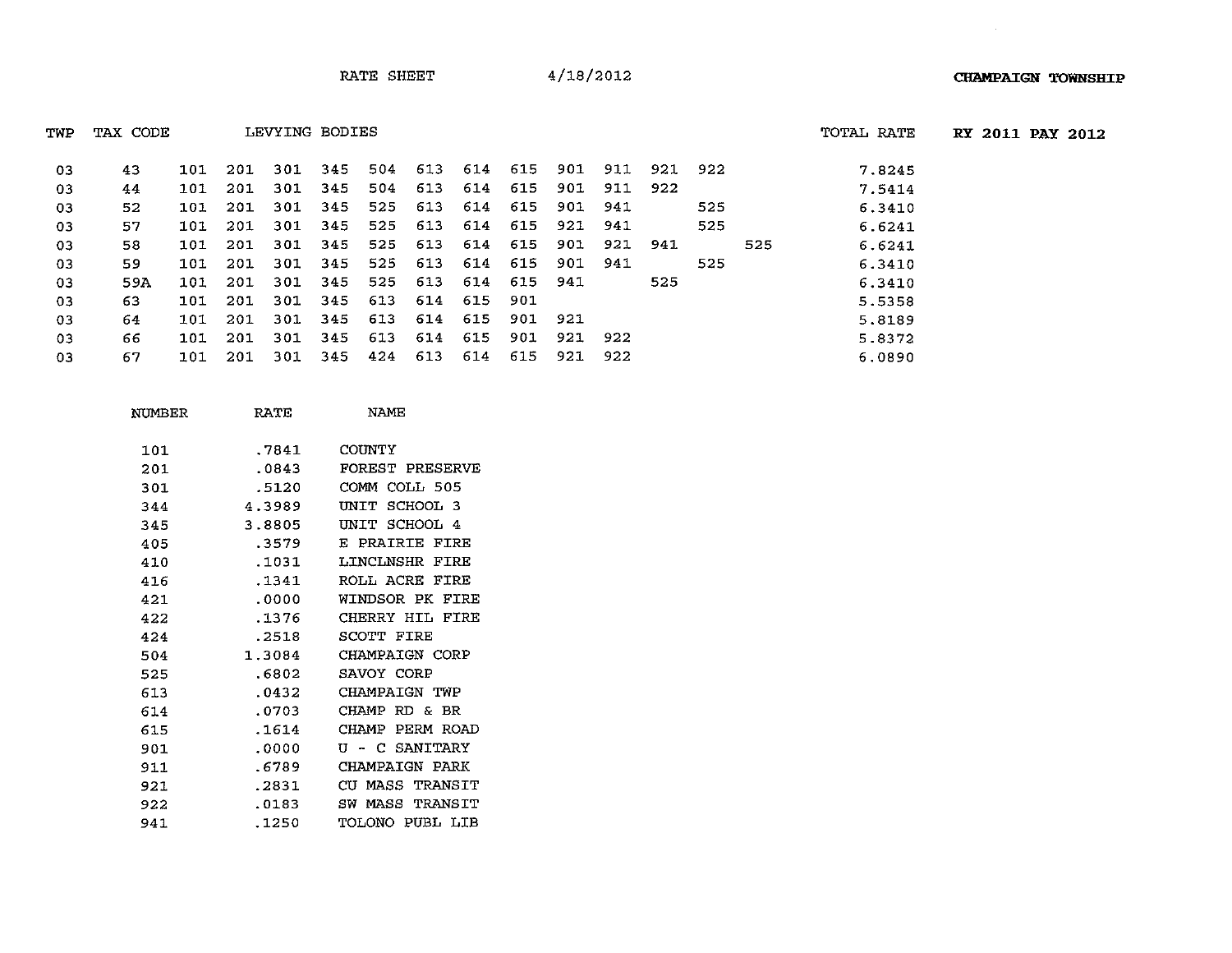RATE SHEET 4/18/2012 **CHAMPAIGN TOWNSHIP**

**RY 2011 PAY 2012**

| TWP | TAX CODE | LEVYING BODIES | | | | | | | | | | | | | TOTAL RATE |
|---|---|---|---|---|---|---|---|---|---|---|---|---|---|---|---|
| 03 | 43 | 101 | 201 | 301 | 345 | 504 | 613 | 614 | 615 | 901 | 911 | 921 | 922 | | 7.8245 |
| 03 | 44 | 101 | 201 | 301 | 345 | 504 | 613 | 614 | 615 | 901 | 911 | 922 | | | 7.5414 |
| 03 | 52 | 101 | 201 | 301 | 345 | 525 | 613 | 614 | 615 | 901 | 941 | | 525 | | 6.3410 |
| 03 | 57 | 101 | 201 | 301 | 345 | 525 | 613 | 614 | 615 | 921 | 941 | | 525 | | 6.6241 |
| 03 | 58 | 101 | 201 | 301 | 345 | 525 | 613 | 614 | 615 | 901 | 921 | 941 | | 525 | 6.6241 |
| 03 | 59 | 101 | 201 | 301 | 345 | 525 | 613 | 614 | 615 | 901 | 941 | | 525 | | 6.3410 |
| 03 | 59A | 101 | 201 | 301 | 345 | 525 | 613 | 614 | 615 | 941 | | 525 | | | 6.3410 |
| 03 | 63 | 101 | 201 | 301 | 345 | 613 | 614 | 615 | 901 | | | | | | 5.5358 |
| 03 | 64 | 101 | 201 | 301 | 345 | 613 | 614 | 615 | 901 | 921 | | | | | 5.8189 |
| 03 | 66 | 101 | 201 | 301 | 345 | 613 | 614 | 615 | 901 | 921 | 922 | | | | 5.8372 |
| 03 | 67 | 101 | 201 | 301 | 345 | 424 | 613 | 614 | 615 | 921 | 922 | | | | 6.0890 |

| NUMBER | RATE | NAME |
|---|---|---|
| 101 | .7841 | COUNTY |
| 201 | .0843 | FOREST PRESERVE |
| 301 | .5120 | COMM COLL 505 |
| 344 | 4.3989 | UNIT SCHOOL 3 |
| 345 | 3.8805 | UNIT SCHOOL 4 |
| 405 | .3579 | E PRAIRIE FIRE |
| 410 | .1031 | LINCLNSHR FIRE |
| 416 | .1341 | ROLL ACRE FIRE |
| 421 | .0000 | WINDSOR PK FIRE |
| 422 | .1376 | CHERRY HIL FIRE |
| 424 | .2518 | SCOTT FIRE |
| 504 | 1.3084 | CHAMPAIGN CORP |
| 525 | .6802 | SAVOY CORP |
| 613 | .0432 | CHAMPAIGN TWP |
| 614 | .0703 | CHAMP RD & BR |
| 615 | .1614 | CHAMP PERM ROAD |
| 901 | .0000 | U - C SANITARY |
| 911 | .6789 | CHAMPAIGN PARK |
| 921 | .2831 | CU MASS TRANSIT |
| 922 | .0183 | SW MASS TRANSIT |
| 941 | .1250 | TOLONO PUBL LIB |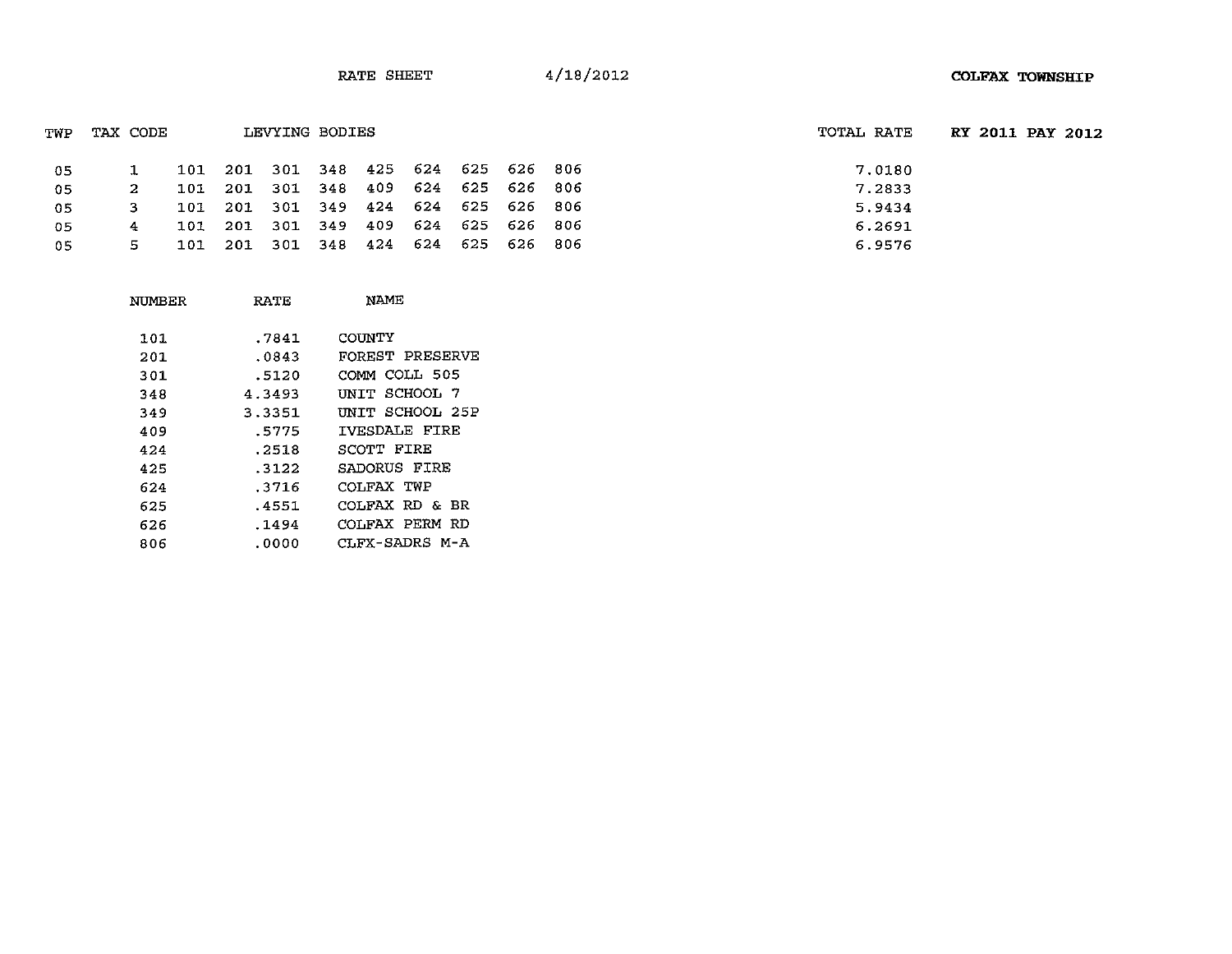RATE SHEET 4/18/2012 **COLFAX TOWNSHIP**

**RY 2011 PAY 2012**

| TWP | TAX CODE | LEVYING BODIES | | | | | | | | | TOTAL RATE |
|---|---|---|---|---|---|---|---|---|---|---|---|
| 05 | 1 | 101 | 201 | 301 | 348 | 425 | 624 | 625 | 626 | 806 | 7.0180 |
| 05 | 2 | 101 | 201 | 301 | 348 | 409 | 624 | 625 | 626 | 806 | 7.2833 |
| 05 | 3 | 101 | 201 | 301 | 349 | 424 | 624 | 625 | 626 | 806 | 5.9434 |
| 05 | 4 | 101 | 201 | 301 | 349 | 409 | 624 | 625 | 626 | 806 | 6.2691 |
| 05 | 5 | 101 | 201 | 301 | 348 | 424 | 624 | 625 | 626 | 806 | 6.9576 |

| NUMBER | RATE | NAME |
|---|---|---|
| 101 | .7841 | COUNTY |
| 201 | .0843 | FOREST PRESERVE |
| 301 | .5120 | COMM COLL 505 |
| 348 | 4.3493 | UNIT SCHOOL 7 |
| 349 | 3.3351 | UNIT SCHOOL 25P |
| 409 | .5775 | IVESDALE FIRE |
| 424 | .2518 | SCOTT FIRE |
| 425 | .3122 | SADORUS FIRE |
| 624 | .3716 | COLFAX TWP |
| 625 | .4551 | COLFAX RD & BR |
| 626 | .1494 | COLFAX PERM RD |
| 806 | .0000 | CLFX-SADRS M-A |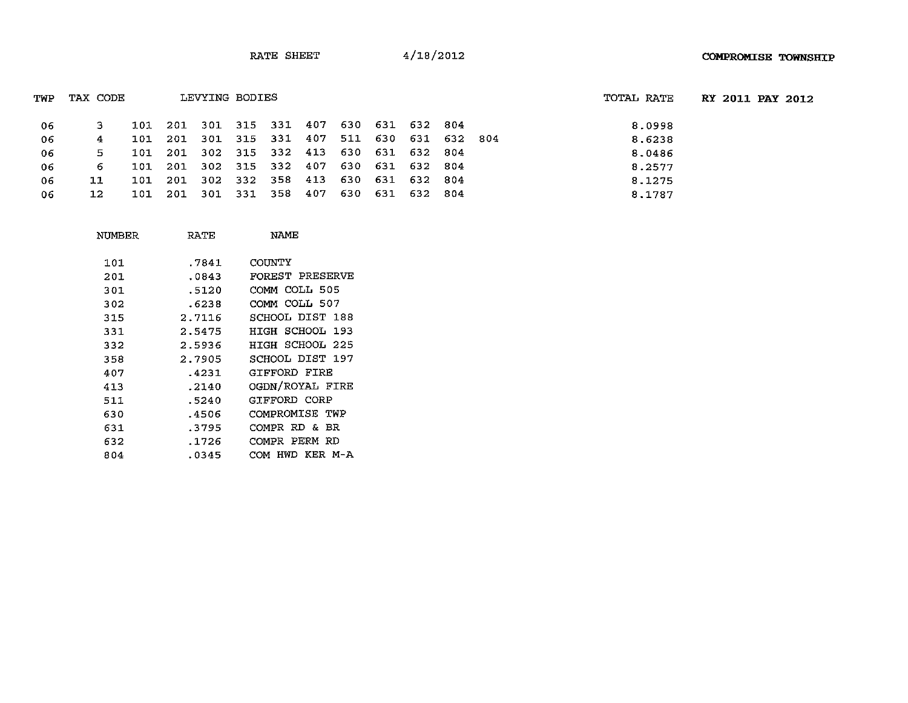RATE SHEET 4/18/2012 **COMPROMISE TOWNSHIP**

| TWP | TAX CODE | LEVYING BODIES | | | | | | | | | | | TOTAL RATE | **RY 2011 PAY 2012** |
|---|---|---|---|---|---|---|---|---|---|---|---|---|---|---|
| 06 | 3 | 101 | 201 | 301 | 315 | 331 | 407 | 630 | 631 | 632 | 804 | | 8.0998 | |
| 06 | 4 | 101 | 201 | 301 | 315 | 331 | 407 | 511 | 630 | 631 | 632 | 804 | 8.6238 | |
| 06 | 5 | 101 | 201 | 302 | 315 | 332 | 413 | 630 | 631 | 632 | 804 | | 8.0486 | |
| 06 | 6 | 101 | 201 | 302 | 315 | 332 | 407 | 630 | 631 | 632 | 804 | | 8.2577 | |
| 06 | 11 | 101 | 201 | 302 | 332 | 358 | 413 | 630 | 631 | 632 | 804 | | 8.1275 | |
| 06 | 12 | 101 | 201 | 301 | 331 | 358 | 407 | 630 | 631 | 632 | 804 | | 8.1787 | |

| NUMBER | RATE | NAME |
|---|---|---|
| 101 | .7841 | COUNTY |
| 201 | .0843 | FOREST PRESERVE |
| 301 | .5120 | COMM COLL 505 |
| 302 | .6238 | COMM COLL 507 |
| 315 | 2.7116 | SCHOOL DIST 188 |
| 331 | 2.5475 | HIGH SCHOOL 193 |
| 332 | 2.5936 | HIGH SCHOOL 225 |
| 358 | 2.7905 | SCHOOL DIST 197 |
| 407 | .4231 | GIFFORD FIRE |
| 413 | .2140 | OGDN/ROYAL FIRE |
| 511 | .5240 | GIFFORD CORP |
| 630 | .4506 | COMPROMISE TWP |
| 631 | .3795 | COMPR RD & BR |
| 632 | .1726 | COMPR PERM RD |
| 804 | .0345 | COM HWD KER M-A |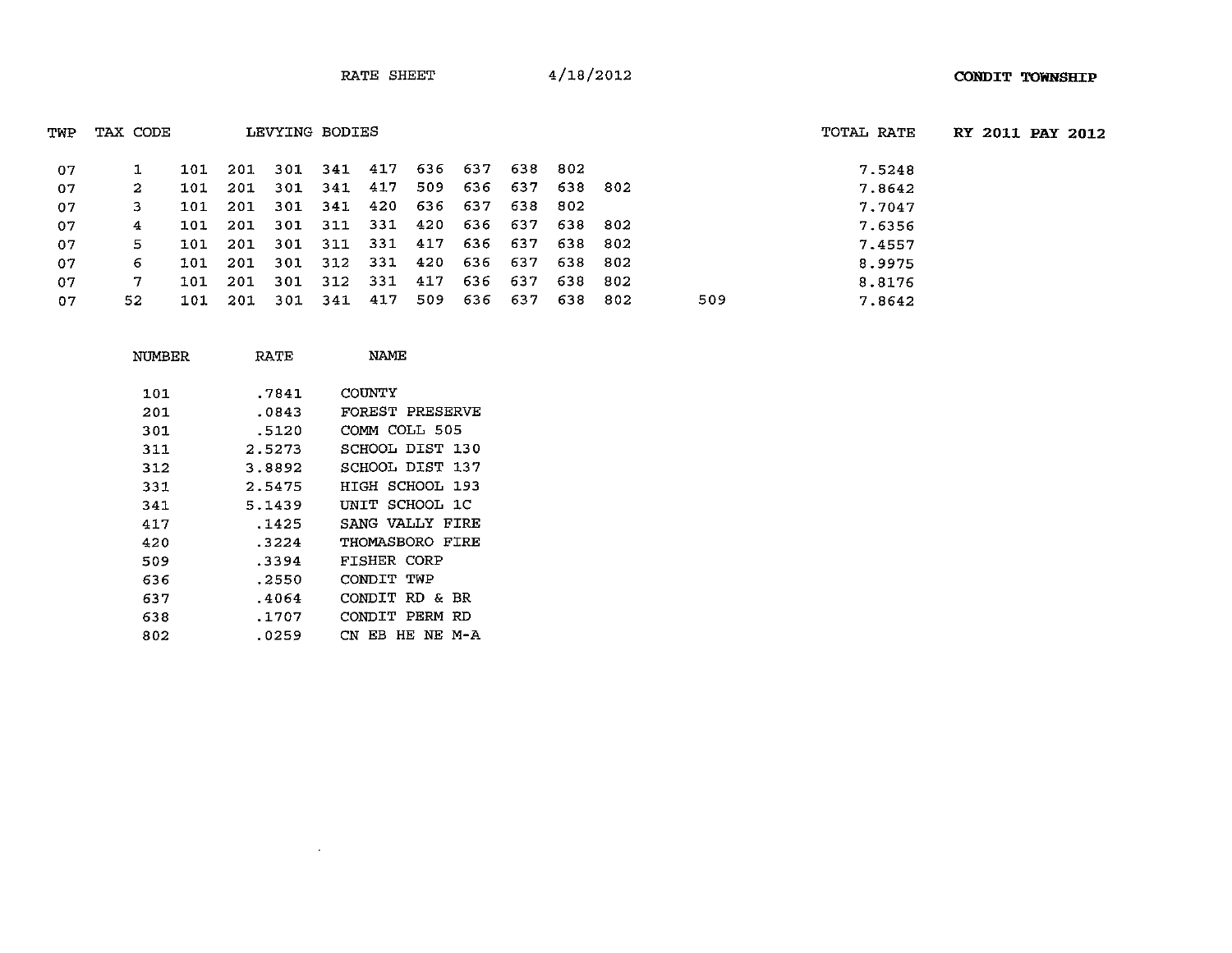RATE SHEET 4/18/2012 **CONDIT TOWNSHIP**

| TWP | TAX CODE | LEVYING BODIES | | | | | | | | | | | TOTAL RATE | **RY 2011 PAY 2012** |
|---|---|---|---|---|---|---|---|---|---|---|---|---|---|---|
| 07 | 1 | 101 | 201 | 301 | 341 | 417 | 636 | 637 | 638 | 802 | | | 7.5248 | |
| 07 | 2 | 101 | 201 | 301 | 341 | 417 | 509 | 636 | 637 | 638 | 802 | | 7.8642 | |
| 07 | 3 | 101 | 201 | 301 | 341 | 420 | 636 | 637 | 638 | 802 | | | 7.7047 | |
| 07 | 4 | 101 | 201 | 301 | 311 | 331 | 420 | 636 | 637 | 638 | 802 | | 7.6356 | |
| 07 | 5 | 101 | 201 | 301 | 311 | 331 | 417 | 636 | 637 | 638 | 802 | | 7.4557 | |
| 07 | 6 | 101 | 201 | 301 | 312 | 331 | 420 | 636 | 637 | 638 | 802 | | 8.9975 | |
| 07 | 7 | 101 | 201 | 301 | 312 | 331 | 417 | 636 | 637 | 638 | 802 | | 8.8176 | |
| 07 | 52 | 101 | 201 | 301 | 341 | 417 | 509 | 636 | 637 | 638 | 802 | 509 | 7.8642 | |

| NUMBER | RATE | NAME |
|---|---|---|
| 101 | .7841 | COUNTY |
| 201 | .0843 | FOREST PRESERVE |
| 301 | .5120 | COMM COLL 505 |
| 311 | 2.5273 | SCHOOL DIST 130 |
| 312 | 3.8892 | SCHOOL DIST 137 |
| 331 | 2.5475 | HIGH SCHOOL 193 |
| 341 | 5.1439 | UNIT SCHOOL 1C |
| 417 | .1425 | SANG VALLY FIRE |
| 420 | .3224 | THOMASBORO FIRE |
| 509 | .3394 | FISHER CORP |
| 636 | .2550 | CONDIT TWP |
| 637 | .4064 | CONDIT RD & BR |
| 638 | .1707 | CONDIT PERM RD |
| 802 | .0259 | CN EB HE NE M-A |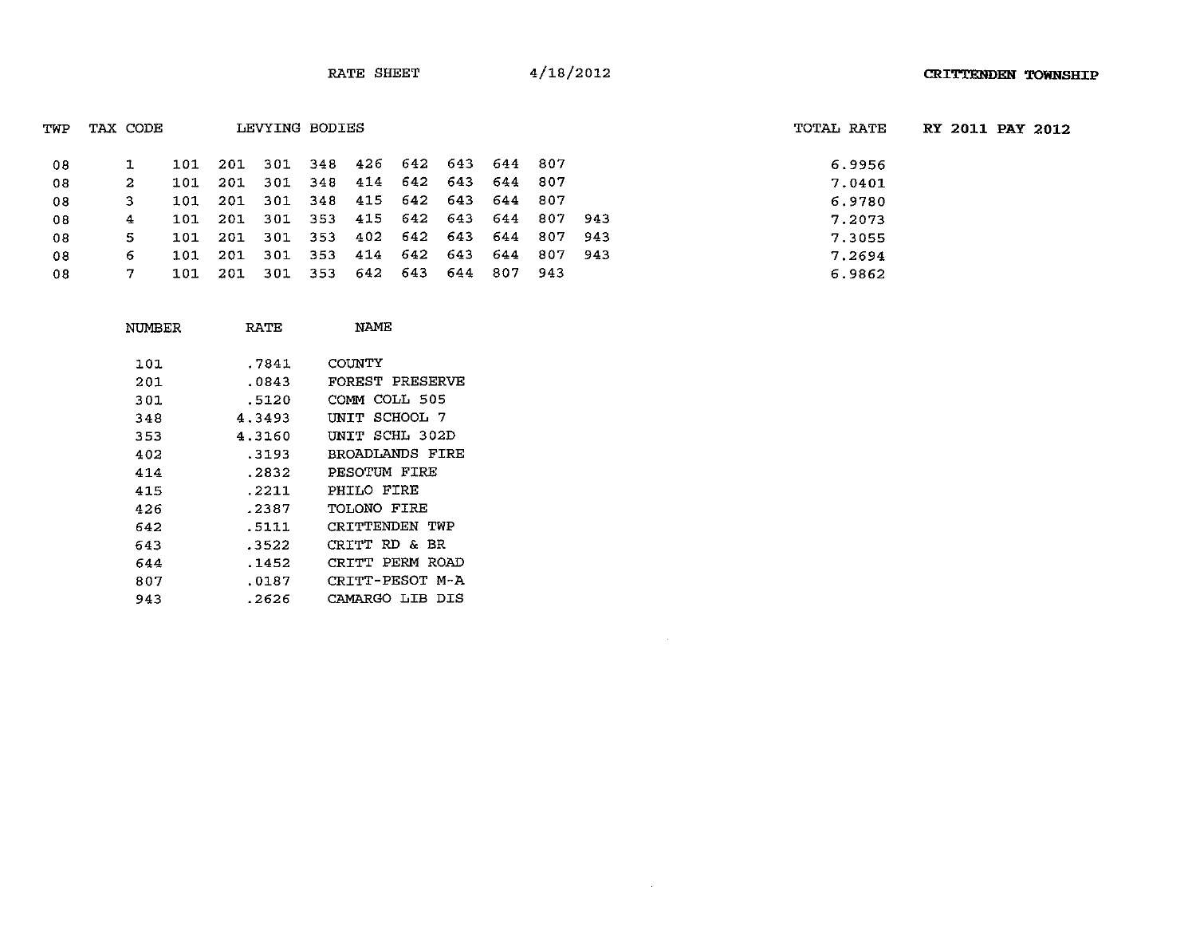RATE SHEET 4/18/2012 **CRITTENDEN TOWNSHIP**

| TWP | TAX CODE | LEVYING BODIES | | | | | | | | | | TOTAL RATE | **RY 2011 PAY 2012** |
|---|---|---|---|---|---|---|---|---|---|---|---|---|---|
| 08 | 1 | 101 | 201 | 301 | 348 | 426 | 642 | 643 | 644 | 807 | | 6.9956 | |
| 08 | 2 | 101 | 201 | 301 | 348 | 414 | 642 | 643 | 644 | 807 | | 7.0401 | |
| 08 | 3 | 101 | 201 | 301 | 348 | 415 | 642 | 643 | 644 | 807 | | 6.9780 | |
| 08 | 4 | 101 | 201 | 301 | 353 | 415 | 642 | 643 | 644 | 807 | 943 | 7.2073 | |
| 08 | 5 | 101 | 201 | 301 | 353 | 402 | 642 | 643 | 644 | 807 | 943 | 7.3055 | |
| 08 | 6 | 101 | 201 | 301 | 353 | 414 | 642 | 643 | 644 | 807 | 943 | 7.2694 | |
| 08 | 7 | 101 | 201 | 301 | 353 | 642 | 643 | 644 | 807 | 943 | | 6.9862 | |

| NUMBER | RATE | NAME |
|---|---|---|
| 101 | .7841 | COUNTY |
| 201 | .0843 | FOREST PRESERVE |
| 301 | .5120 | COMM COLL 505 |
| 348 | 4.3493 | UNIT SCHOOL 7 |
| 353 | 4.3160 | UNIT SCHL 302D |
| 402 | .3193 | BROADLANDS FIRE |
| 414 | .2832 | PESOTUM FIRE |
| 415 | .2211 | PHILO FIRE |
| 426 | .2387 | TOLONO FIRE |
| 642 | .5111 | CRITTENDEN TWP |
| 643 | .3522 | CRITT RD & BR |
| 644 | .1452 | CRITT PERM ROAD |
| 807 | .0187 | CRITT-PESOT M-A |
| 943 | .2626 | CAMARGO LIB DIS |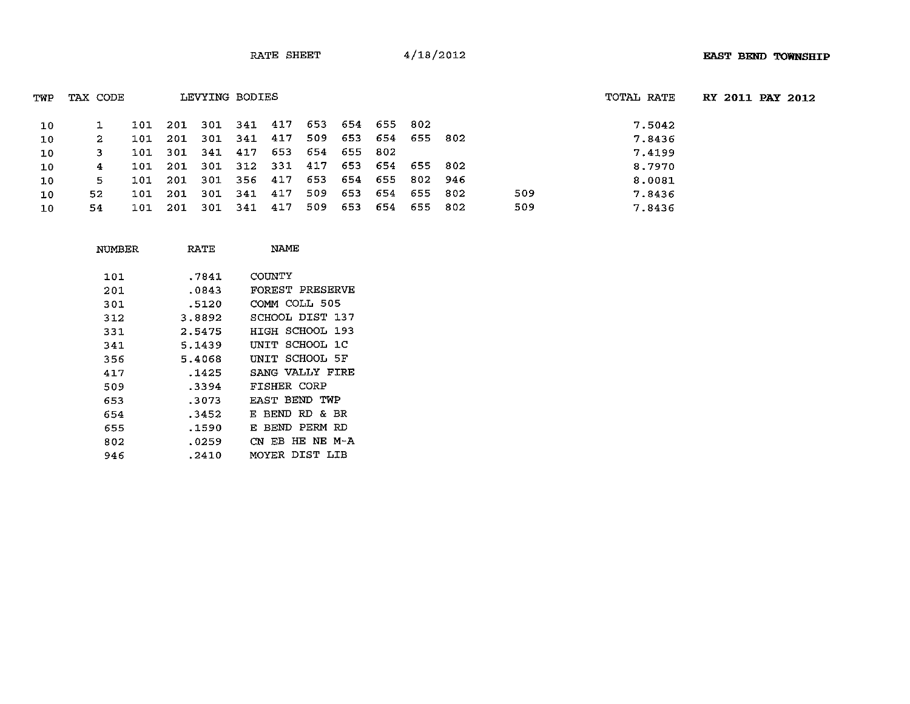RATE SHEET 4/18/2012 **EAST BEND TOWNSHIP**

| TWP | TAX CODE | LEVYING BODIES | | TOTAL RATE | RY 2011 PAY 2012 |
|---|---|---|---|---|---|
| 10 | 1 | 101 201 301 341 417 653 654 655 802 | | 7.5042 | |
| 10 | 2 | 101 201 301 341 417 509 653 654 655 802 | | 7.8436 | |
| 10 | 3 | 101 301 341 417 653 654 655 802 | | 7.4199 | |
| 10 | 4 | 101 201 301 312 331 417 653 654 655 802 | | 8.7970 | |
| 10 | 5 | 101 201 301 356 417 653 654 655 802 946 | | 8.0081 | |
| 10 | 52 | 101 201 301 341 417 509 653 654 655 802 | 509 | 7.8436 | |
| 10 | 54 | 101 201 301 341 417 509 653 654 655 802 | 509 | 7.8436 | |

| NUMBER | RATE | NAME |
|---|---|---|
| 101 | .7841 | COUNTY |
| 201 | .0843 | FOREST PRESERVE |
| 301 | .5120 | COMM COLL 505 |
| 312 | 3.8892 | SCHOOL DIST 137 |
| 331 | 2.5475 | HIGH SCHOOL 193 |
| 341 | 5.1439 | UNIT SCHOOL 1C |
| 356 | 5.4068 | UNIT SCHOOL 5F |
| 417 | .1425 | SANG VALLY FIRE |
| 509 | .3394 | FISHER CORP |
| 653 | .3073 | EAST BEND TWP |
| 654 | .3452 | E BEND RD & BR |
| 655 | .1590 | E BEND PERM RD |
| 802 | .0259 | CN EB HE NE M-A |
| 946 | .2410 | MOYER DIST LIB |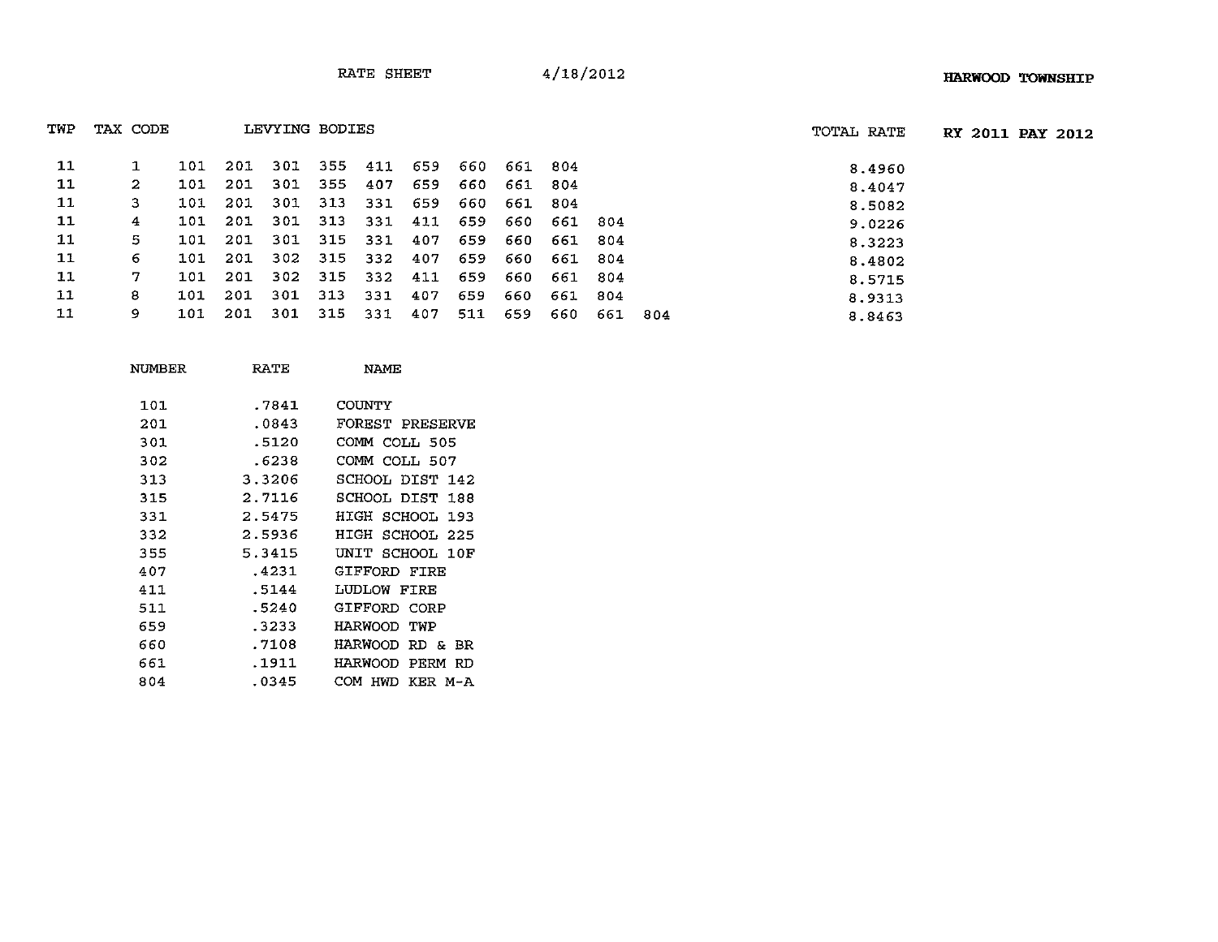RATE SHEET 4/18/2012 **HARWOOD TOWNSHIP**

| TWP | TAX CODE | LEVYING BODIES | TOTAL RATE |
|---|---|---|---|
| 11 | 1 | 101 201 301 355 411 659 660 661 804 | 8.4960 |
| 11 | 2 | 101 201 301 355 407 659 660 661 804 | 8.4047 |
| 11 | 3 | 101 201 301 313 331 659 660 661 804 | 8.5082 |
| 11 | 4 | 101 201 301 313 331 411 659 660 661 804 | 9.0226 |
| 11 | 5 | 101 201 301 315 331 407 659 660 661 804 | 8.3223 |
| 11 | 6 | 101 201 302 315 332 407 659 660 661 804 | 8.4802 |
| 11 | 7 | 101 201 302 315 332 411 659 660 661 804 | 8.5715 |
| 11 | 8 | 101 201 301 313 331 407 659 660 661 804 | 8.9313 |
| 11 | 9 | 101 201 301 315 331 407 511 659 660 661 804 | 8.8463 |

**RY 2011 PAY 2012**

| NUMBER | RATE | NAME |
|---|---|---|
| 101 | .7841 | COUNTY |
| 201 | .0843 | FOREST PRESERVE |
| 301 | .5120 | COMM COLL 505 |
| 302 | .6238 | COMM COLL 507 |
| 313 | 3.3206 | SCHOOL DIST 142 |
| 315 | 2.7116 | SCHOOL DIST 188 |
| 331 | 2.5475 | HIGH SCHOOL 193 |
| 332 | 2.5936 | HIGH SCHOOL 225 |
| 355 | 5.3415 | UNIT SCHOOL 10F |
| 407 | .4231 | GIFFORD FIRE |
| 411 | .5144 | LUDLOW FIRE |
| 511 | .5240 | GIFFORD CORP |
| 659 | .3233 | HARWOOD TWP |
| 660 | .7108 | HARWOOD RD & BR |
| 661 | .1911 | HARWOOD PERM RD |
| 804 | .0345 | COM HWD KER M-A |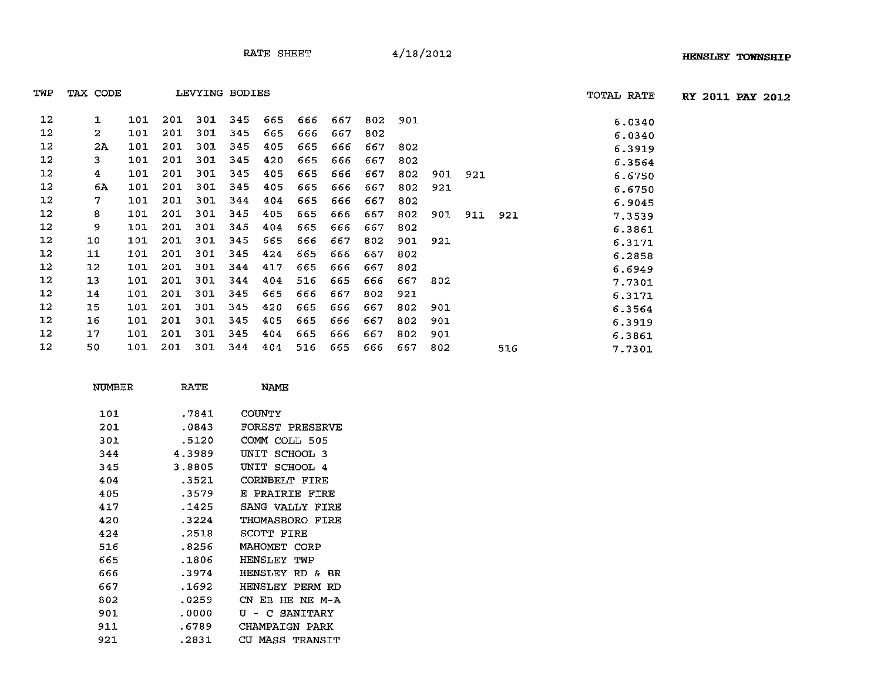RATE SHEET 4/18/2012 **HENSLEY TOWNSHIP**

**RY 2011 PAY 2012**

| TWP | TAX CODE | LEVYING BODIES | | | | | | | | | | | | TOTAL RATE |
|---|---|---|---|---|---|---|---|---|---|---|---|---|---|---|
| 12 | 1 | 101 | 201 | 301 | 345 | 665 | 666 | 667 | 802 | 901 | | | | 6.0340 |
| 12 | 2 | 101 | 201 | 301 | 345 | 665 | 666 | 667 | 802 | | | | | 6.0340 |
| 12 | 2A | 101 | 201 | 301 | 345 | 405 | 665 | 666 | 667 | 802 | | | | 6.3919 |
| 12 | 3 | 101 | 201 | 301 | 345 | 420 | 665 | 666 | 667 | 802 | | | | 6.3564 |
| 12 | 4 | 101 | 201 | 301 | 345 | 405 | 665 | 666 | 667 | 802 | 901 | 921 | | 6.6750 |
| 12 | 6A | 101 | 201 | 301 | 345 | 405 | 665 | 666 | 667 | 802 | 921 | | | 6.6750 |
| 12 | 7 | 101 | 201 | 301 | 344 | 404 | 665 | 666 | 667 | 802 | | | | 6.9045 |
| 12 | 8 | 101 | 201 | 301 | 345 | 405 | 665 | 666 | 667 | 802 | 901 | 911 | 921 | 7.3539 |
| 12 | 9 | 101 | 201 | 301 | 345 | 404 | 665 | 666 | 667 | 802 | | | | 6.3861 |
| 12 | 10 | 101 | 201 | 301 | 345 | 665 | 666 | 667 | 802 | 901 | 921 | | | 6.3171 |
| 12 | 11 | 101 | 201 | 301 | 345 | 424 | 665 | 666 | 667 | 802 | | | | 6.2858 |
| 12 | 12 | 101 | 201 | 301 | 344 | 417 | 665 | 666 | 667 | 802 | | | | 6.6949 |
| 12 | 13 | 101 | 201 | 301 | 344 | 404 | 516 | 665 | 666 | 667 | 802 | | | 7.7301 |
| 12 | 14 | 101 | 201 | 301 | 345 | 665 | 666 | 667 | 802 | 921 | | | | 6.3171 |
| 12 | 15 | 101 | 201 | 301 | 345 | 420 | 665 | 666 | 667 | 802 | 901 | | | 6.3564 |
| 12 | 16 | 101 | 201 | 301 | 345 | 405 | 665 | 666 | 667 | 802 | 901 | | | 6.3919 |
| 12 | 17 | 101 | 201 | 301 | 345 | 404 | 665 | 666 | 667 | 802 | 901 | | | 6.3861 |
| 12 | 50 | 101 | 201 | 301 | 344 | 404 | 516 | 665 | 666 | 667 | 802 | | 516 | 7.7301 |

| NUMBER | RATE | NAME |
|---|---|---|
| 101 | .7841 | COUNTY |
| 201 | .0843 | FOREST PRESERVE |
| 301 | .5120 | COMM COLL 505 |
| 344 | 4.3989 | UNIT SCHOOL 3 |
| 345 | 3.8805 | UNIT SCHOOL 4 |
| 404 | .3521 | CORNBELT FIRE |
| 405 | .3579 | E PRAIRIE FIRE |
| 417 | .1425 | SANG VALLY FIRE |
| 420 | .3224 | THOMASBORO FIRE |
| 424 | .2518 | SCOTT FIRE |
| 516 | .8256 | MAHOMET CORP |
| 665 | .1806 | HENSLEY TWP |
| 666 | .3974 | HENSLEY RD & BR |
| 667 | .1692 | HENSLEY PERM RD |
| 802 | .0259 | CN EB HE NE M-A |
| 901 | .0000 | U - C SANITARY |
| 911 | .6789 | CHAMPAIGN PARK |
| 921 | .2831 | CU MASS TRANSIT |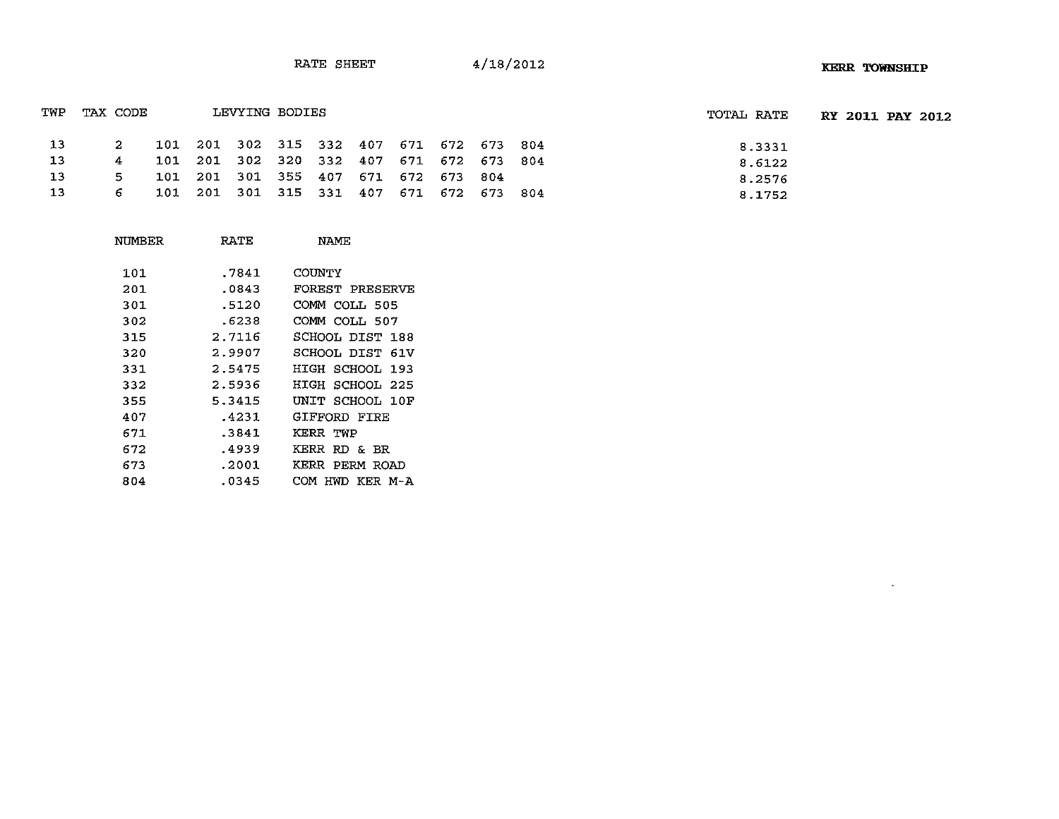RATE SHEET 4/18/2012 **KERR TOWNSHIP**

**RY 2011 PAY 2012**

| TWP | TAX CODE | LEVYING BODIES | | | | | | | | | | TOTAL RATE |
|---|---|---|---|---|---|---|---|---|---|---|---|---|
| 13 | 2 | 101 | 201 | 302 | 315 | 332 | 407 | 671 | 672 | 673 | 804 | 8.3331 |
| 13 | 4 | 101 | 201 | 302 | 320 | 332 | 407 | 671 | 672 | 673 | 804 | 8.6122 |
| 13 | 5 | 101 | 201 | 301 | 355 | 407 | 671 | 672 | 673 | 804 | | 8.2576 |
| 13 | 6 | 101 | 201 | 301 | 315 | 331 | 407 | 671 | 672 | 673 | 804 | 8.1752 |

| NUMBER | RATE | NAME |
|---|---|---|
| 101 | .7841 | COUNTY |
| 201 | .0843 | FOREST PRESERVE |
| 301 | .5120 | COMM COLL 505 |
| 302 | .6238 | COMM COLL 507 |
| 315 | 2.7116 | SCHOOL DIST 188 |
| 320 | 2.9907 | SCHOOL DIST 61V |
| 331 | 2.5475 | HIGH SCHOOL 193 |
| 332 | 2.5936 | HIGH SCHOOL 225 |
| 355 | 5.3415 | UNIT SCHOOL 10F |
| 407 | .4231 | GIFFORD FIRE |
| 671 | .3841 | KERR TWP |
| 672 | .4939 | KERR RD & BR |
| 673 | .2001 | KERR PERM ROAD |
| 804 | .0345 | COM HWD KER M-A |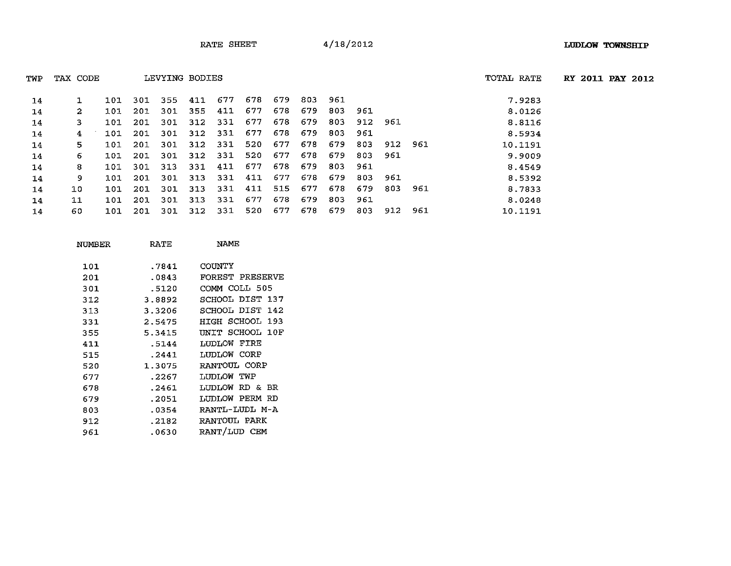RATE SHEET 4/18/2012 **LUDLOW TOWNSHIP**

| TWP | TAX CODE | LEVYING BODIES | | | | | | | | | | | | | TOTAL RATE | **RY 2011 PAY 2012** |
|---|---|---|---|---|---|---|---|---|---|---|---|---|---|---|---|---|
| 14 | 1 | 101 | 301 | 355 | 411 | 677 | 678 | 679 | 803 | 961 | | | | | 7.9283 | |
| 14 | 2 | 101 | 201 | 301 | 355 | 411 | 677 | 678 | 679 | 803 | 961 | | | | 8.0126 | |
| 14 | 3 | 101 | 201 | 301 | 312 | 331 | 677 | 678 | 679 | 803 | 912 | 961 | | | 8.8116 | |
| 14 | 4 | 101 | 201 | 301 | 312 | 331 | 677 | 678 | 679 | 803 | 961 | | | | 8.5934 | |
| 14 | 5 | 101 | 201 | 301 | 312 | 331 | 520 | 677 | 678 | 679 | 803 | 912 | 961 | | 10.1191 | |
| 14 | 6 | 101 | 201 | 301 | 312 | 331 | 520 | 677 | 678 | 679 | 803 | 961 | | | 9.9009 | |
| 14 | 8 | 101 | 301 | 313 | 331 | 411 | 677 | 678 | 679 | 803 | 961 | | | | 8.4549 | |
| 14 | 9 | 101 | 201 | 301 | 313 | 331 | 411 | 677 | 678 | 679 | 803 | 961 | | | 8.5392 | |
| 14 | 10 | 101 | 201 | 301 | 313 | 331 | 411 | 515 | 677 | 678 | 679 | 803 | 961 | | 8.7833 | |
| 14 | 11 | 101 | 201 | 301 | 313 | 331 | 677 | 678 | 679 | 803 | 961 | | | | 8.0248 | |
| 14 | 60 | 101 | 201 | 301 | 312 | 331 | 520 | 677 | 678 | 679 | 803 | 912 | 961 | | 10.1191 | |

| NUMBER | RATE | NAME |
|---|---|---|
| 101 | .7841 | COUNTY |
| 201 | .0843 | FOREST PRESERVE |
| 301 | .5120 | COMM COLL 505 |
| 312 | 3.8892 | SCHOOL DIST 137 |
| 313 | 3.3206 | SCHOOL DIST 142 |
| 331 | 2.5475 | HIGH SCHOOL 193 |
| 355 | 5.3415 | UNIT SCHOOL 10F |
| 411 | .5144 | LUDLOW FIRE |
| 515 | .2441 | LUDLOW CORP |
| 520 | 1.3075 | RANTOUL CORP |
| 677 | .2267 | LUDLOW TWP |
| 678 | .2461 | LUDLOW RD & BR |
| 679 | .2051 | LUDLOW PERM RD |
| 803 | .0354 | RANTL-LUDL M-A |
| 912 | .2182 | RANTOUL PARK |
| 961 | .0630 | RANT/LUD CEM |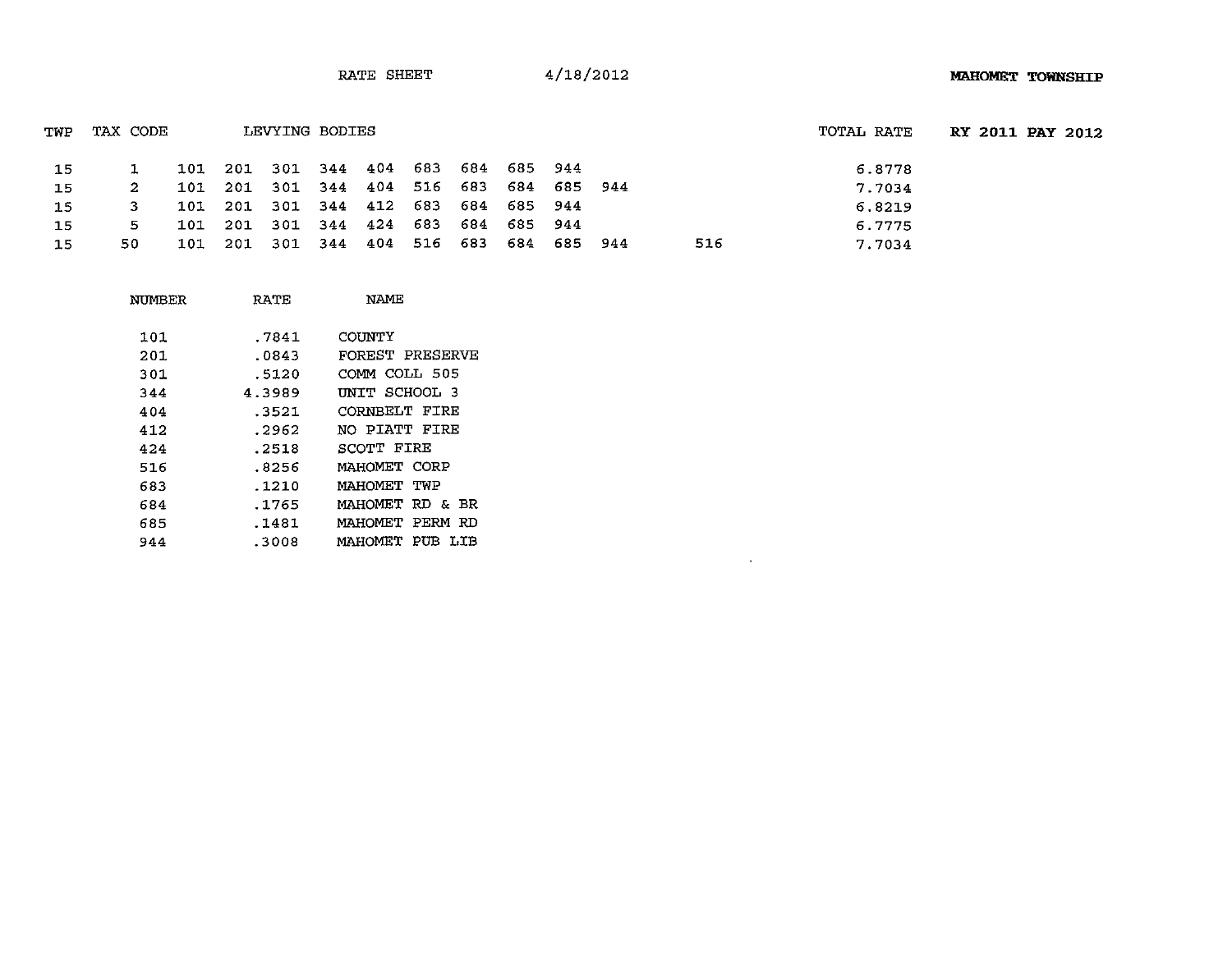RATE SHEET 4/18/2012 **MAHOMET TOWNSHIP**

| TWP | TAX CODE | LEVYING BODIES | | | | | | | | | | | TOTAL RATE |
|---|---|---|---|---|---|---|---|---|---|---|---|---|---|
| 15 | 1 | 101 | 201 | 301 | 344 | 404 | 683 | 684 | 685 | 944 | | | 6.8778 |
| 15 | 2 | 101 | 201 | 301 | 344 | 404 | 516 | 683 | 684 | 685 | 944 | | 7.7034 |
| 15 | 3 | 101 | 201 | 301 | 344 | 412 | 683 | 684 | 685 | 944 | | | 6.8219 |
| 15 | 5 | 101 | 201 | 301 | 344 | 424 | 683 | 684 | 685 | 944 | | | 6.7775 |
| 15 | 50 | 101 | 201 | 301 | 344 | 404 | 516 | 683 | 684 | 685 | 944 | 516 | 7.7034 |

**RY 2011 PAY 2012**

| NUMBER | RATE | NAME |
|---|---|---|
| 101 | .7841 | COUNTY |
| 201 | .0843 | FOREST PRESERVE |
| 301 | .5120 | COMM COLL 505 |
| 344 | 4.3989 | UNIT SCHOOL 3 |
| 404 | .3521 | CORNBELT FIRE |
| 412 | .2962 | NO PIATT FIRE |
| 424 | .2518 | SCOTT FIRE |
| 516 | .8256 | MAHOMET CORP |
| 683 | .1210 | MAHOMET TWP |
| 684 | .1765 | MAHOMET RD & BR |
| 685 | .1481 | MAHOMET PERM RD |
| 944 | .3008 | MAHOMET PUB LIB |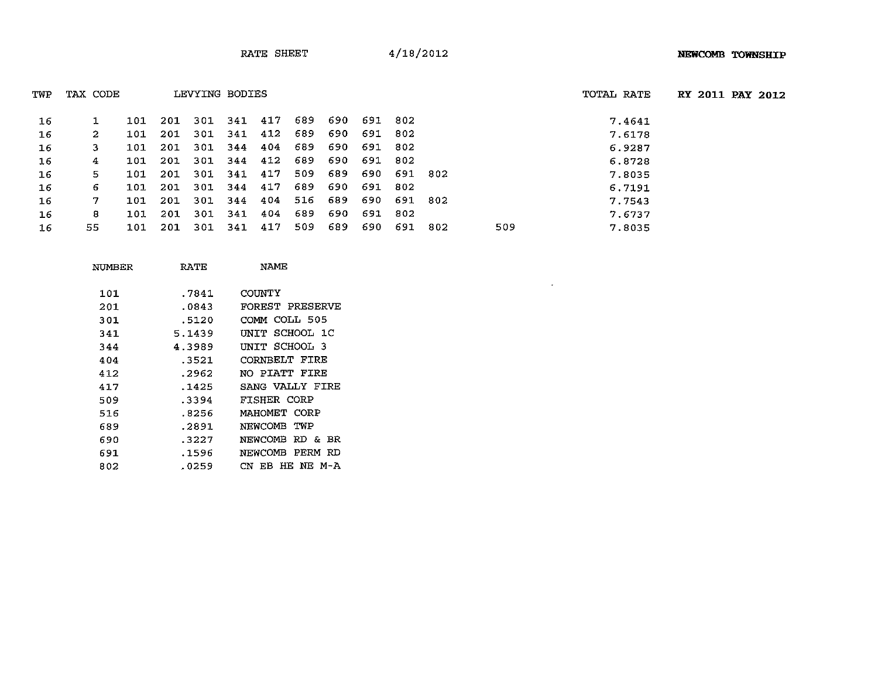RATE SHEET 4/18/2012 **NEWCOMB TOWNSHIP**

| TWP | TAX CODE | LEVYING BODIES | | | | | | | | | | | TOTAL RATE |
|---|---|---|---|---|---|---|---|---|---|---|---|---|---|
| 16 | 1 | 101 | 201 | 301 | 341 | 417 | 689 | 690 | 691 | 802 | | | 7.4641 |
| 16 | 2 | 101 | 201 | 301 | 341 | 412 | 689 | 690 | 691 | 802 | | | 7.6178 |
| 16 | 3 | 101 | 201 | 301 | 344 | 404 | 689 | 690 | 691 | 802 | | | 6.9287 |
| 16 | 4 | 101 | 201 | 301 | 344 | 412 | 689 | 690 | 691 | 802 | | | 6.8728 |
| 16 | 5 | 101 | 201 | 301 | 341 | 417 | 509 | 689 | 690 | 691 | 802 | | 7.8035 |
| 16 | 6 | 101 | 201 | 301 | 344 | 417 | 689 | 690 | 691 | 802 | | | 6.7191 |
| 16 | 7 | 101 | 201 | 301 | 344 | 404 | 516 | 689 | 690 | 691 | 802 | | 7.7543 |
| 16 | 8 | 101 | 201 | 301 | 341 | 404 | 689 | 690 | 691 | 802 | | | 7.6737 |
| 16 | 55 | 101 | 201 | 301 | 341 | 417 | 509 | 689 | 690 | 691 | 802 | 509 | 7.8035 |

**RY 2011 PAY 2012**

| NUMBER | RATE | NAME |
|---|---|---|
| 101 | .7841 | COUNTY |
| 201 | .0843 | FOREST PRESERVE |
| 301 | .5120 | COMM COLL 505 |
| 341 | 5.1439 | UNIT SCHOOL 1C |
| 344 | 4.3989 | UNIT SCHOOL 3 |
| 404 | .3521 | CORNBELT FIRE |
| 412 | .2962 | NO PIATT FIRE |
| 417 | .1425 | SANG VALLY FIRE |
| 509 | .3394 | FISHER CORP |
| 516 | .8256 | MAHOMET CORP |
| 689 | .2891 | NEWCOMB TWP |
| 690 | .3227 | NEWCOMB RD & BR |
| 691 | .1596 | NEWCOMB PERM RD |
| 802 | .0259 | CN EB HE NE M-A |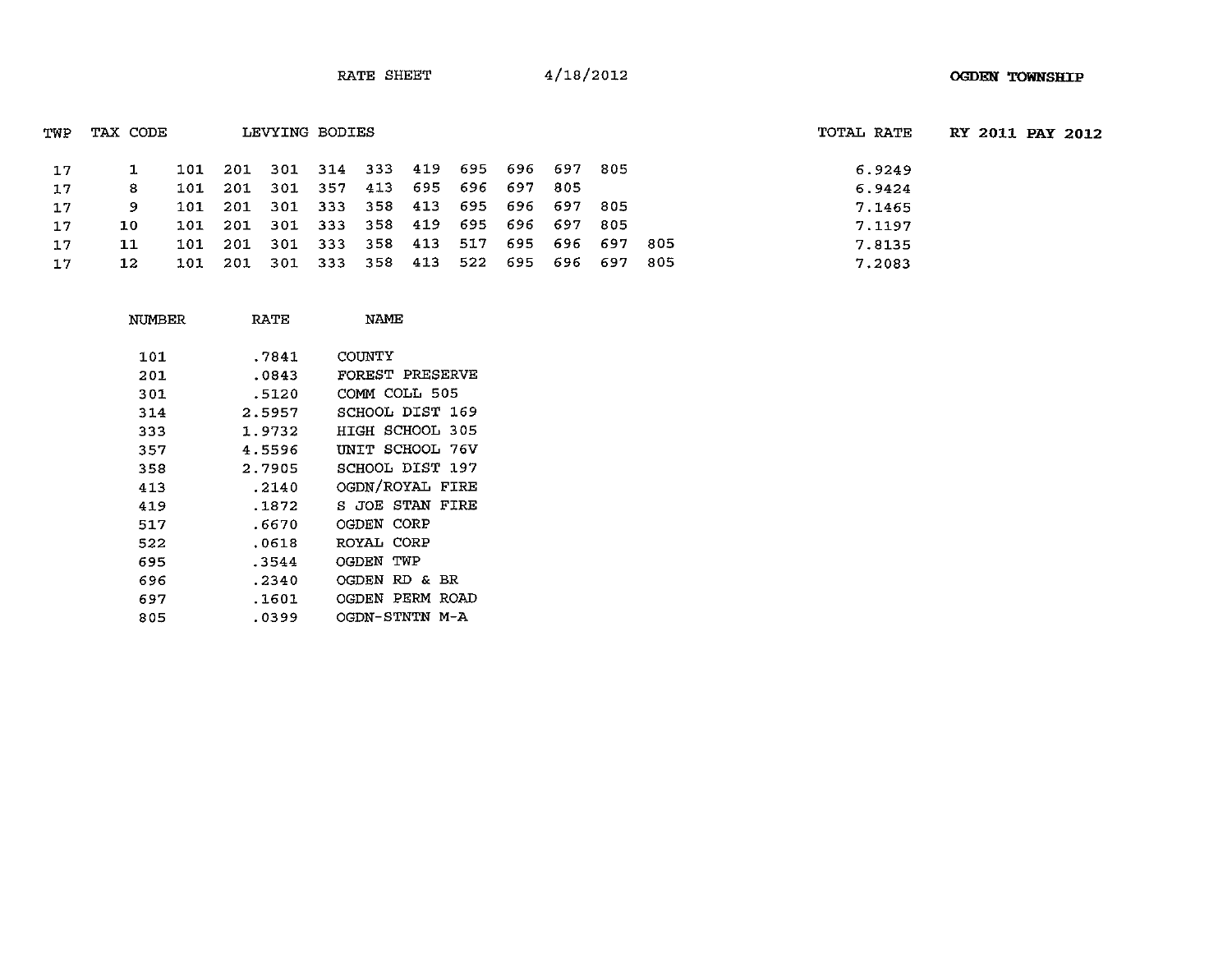RATE SHEET 4/18/2012 **OGDEN TOWNSHIP**

| TWP | TAX CODE | LEVYING BODIES | TOTAL RATE | RY 2011 PAY 2012 |
|---|---|---|---|---|
| 17 | 1 | 101 201 301 314 333 419 695 696 697 805 | 6.9249 | |
| 17 | 8 | 101 201 301 357 413 695 696 697 805 | 6.9424 | |
| 17 | 9 | 101 201 301 333 358 413 695 696 697 805 | 7.1465 | |
| 17 | 10 | 101 201 301 333 358 419 695 696 697 805 | 7.1197 | |
| 17 | 11 | 101 201 301 333 358 413 517 695 696 697 805 | 7.8135 | |
| 17 | 12 | 101 201 301 333 358 413 522 695 696 697 805 | 7.2083 | |

| NUMBER | RATE | NAME |
|---|---|---|
| 101 | .7841 | COUNTY |
| 201 | .0843 | FOREST PRESERVE |
| 301 | .5120 | COMM COLL 505 |
| 314 | 2.5957 | SCHOOL DIST 169 |
| 333 | 1.9732 | HIGH SCHOOL 305 |
| 357 | 4.5596 | UNIT SCHOOL 76V |
| 358 | 2.7905 | SCHOOL DIST 197 |
| 413 | .2140 | OGDN/ROYAL FIRE |
| 419 | .1872 | S JOE STAN FIRE |
| 517 | .6670 | OGDEN CORP |
| 522 | .0618 | ROYAL CORP |
| 695 | .3544 | OGDEN TWP |
| 696 | .2340 | OGDEN RD & BR |
| 697 | .1601 | OGDEN PERM ROAD |
| 805 | .0399 | OGDN-STNTN M-A |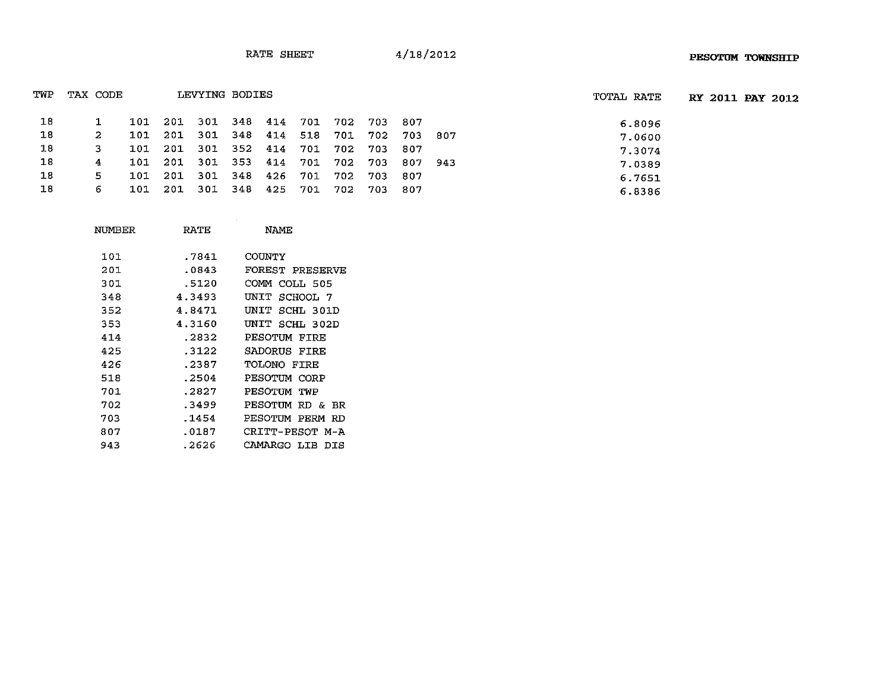RATE SHEET 4/18/2012 **PESOTUM TOWNSHIP**

**RY 2011 PAY 2012**

| TWP | TAX CODE | LEVYING BODIES | | | | | | | | | | TOTAL RATE |
|---|---|---|---|---|---|---|---|---|---|---|---|---|
| 18 | 1 | 101 | 201 | 301 | 348 | 414 | 701 | 702 | 703 | 807 | | 6.8096 |
| 18 | 2 | 101 | 201 | 301 | 348 | 414 | 518 | 701 | 702 | 703 | 807 | 7.0600 |
| 18 | 3 | 101 | 201 | 301 | 352 | 414 | 701 | 702 | 703 | 807 | | 7.3074 |
| 18 | 4 | 101 | 201 | 301 | 353 | 414 | 701 | 702 | 703 | 807 | 943 | 7.0389 |
| 18 | 5 | 101 | 201 | 301 | 348 | 426 | 701 | 702 | 703 | 807 | | 6.7651 |
| 18 | 6 | 101 | 201 | 301 | 348 | 425 | 701 | 702 | 703 | 807 | | 6.8386 |

| NUMBER | RATE | NAME |
|---|---|---|
| 101 | .7841 | COUNTY |
| 201 | .0843 | FOREST PRESERVE |
| 301 | .5120 | COMM COLL 505 |
| 348 | 4.3493 | UNIT SCHOOL 7 |
| 352 | 4.8471 | UNIT SCHL 301D |
| 353 | 4.3160 | UNIT SCHL 302D |
| 414 | .2832 | PESOTUM FIRE |
| 425 | .3122 | SADORUS FIRE |
| 426 | .2387 | TOLONO FIRE |
| 518 | .2504 | PESOTUM CORP |
| 701 | .2827 | PESOTUM TWP |
| 702 | .3499 | PESOTUM RD & BR |
| 703 | .1454 | PESOTUM PERM RD |
| 807 | .0187 | CRITT-PESOT M-A |
| 943 | .2626 | CAMARGO LIB DIS |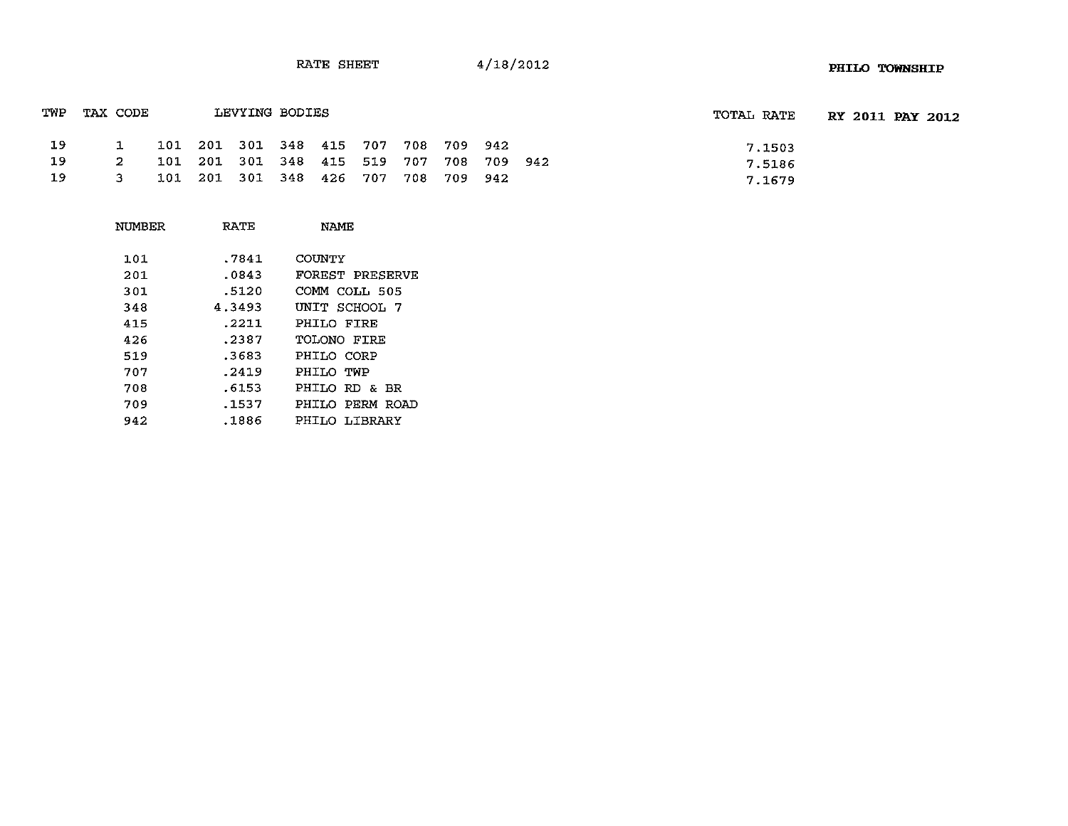RATE SHEET 4/18/2012

**PHILO TOWNSHIP**

| TWP | TAX CODE | LEVYING BODIES | TOTAL RATE |
|---|---|---|---|
| | | | **RY 2011 PAY 2012** |
| 19 | 1 | 101 201 301 348 415 707 708 709 942 | 7.1503 |
| 19 | 2 | 101 201 301 348 415 519 707 708 709 942 | 7.5186 |
| 19 | 3 | 101 201 301 348 426 707 708 709 942 | 7.1679 |

| NUMBER | RATE | NAME |
|---|---|---|
| 101 | .7841 | COUNTY |
| 201 | .0843 | FOREST PRESERVE |
| 301 | .5120 | COMM COLL 505 |
| 348 | 4.3493 | UNIT SCHOOL 7 |
| 415 | .2211 | PHILO FIRE |
| 426 | .2387 | TOLONO FIRE |
| 519 | .3683 | PHILO CORP |
| 707 | .2419 | PHILO TWP |
| 708 | .6153 | PHILO RD & BR |
| 709 | .1537 | PHILO PERM ROAD |
| 942 | .1886 | PHILO LIBRARY |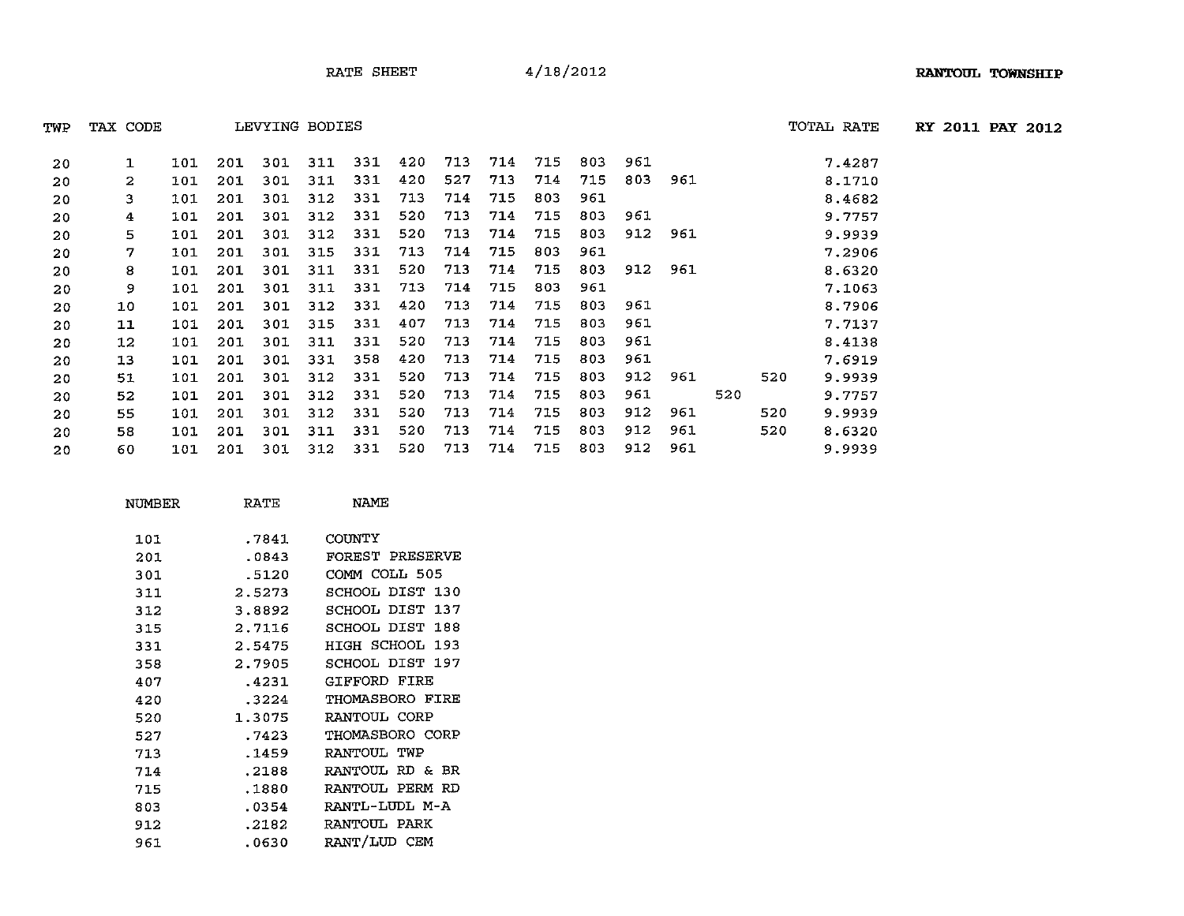RATE SHEET 4/18/2012 **RANTOUL TOWNSHIP**

**RY 2011 PAY 2012**

| TWP | TAX CODE | LEVYING BODIES | | | | | | | | | | | | | | TOTAL RATE |
|---|---|---|---|---|---|---|---|---|---|---|---|---|---|---|---|---|
| 20 | 1 | 101 | 201 | 301 | 311 | 331 | 420 | 713 | 714 | 715 | 803 | 961 | | | | 7.4287 |
| 20 | 2 | 101 | 201 | 301 | 311 | 331 | 420 | 527 | 713 | 714 | 715 | 803 | 961 | | | 8.1710 |
| 20 | 3 | 101 | 201 | 301 | 312 | 331 | 713 | 714 | 715 | 803 | 961 | | | | | 8.4682 |
| 20 | 4 | 101 | 201 | 301 | 312 | 331 | 520 | 713 | 714 | 715 | 803 | 961 | | | | 9.7757 |
| 20 | 5 | 101 | 201 | 301 | 312 | 331 | 520 | 713 | 714 | 715 | 803 | 912 | 961 | | | 9.9939 |
| 20 | 7 | 101 | 201 | 301 | 315 | 331 | 713 | 714 | 715 | 803 | 961 | | | | | 7.2906 |
| 20 | 8 | 101 | 201 | 301 | 311 | 331 | 520 | 713 | 714 | 715 | 803 | 912 | 961 | | | 8.6320 |
| 20 | 9 | 101 | 201 | 301 | 311 | 331 | 713 | 714 | 715 | 803 | 961 | | | | | 7.1063 |
| 20 | 10 | 101 | 201 | 301 | 312 | 331 | 420 | 713 | 714 | 715 | 803 | 961 | | | | 8.7906 |
| 20 | 11 | 101 | 201 | 301 | 315 | 331 | 407 | 713 | 714 | 715 | 803 | 961 | | | | 7.7137 |
| 20 | 12 | 101 | 201 | 301 | 311 | 331 | 520 | 713 | 714 | 715 | 803 | 961 | | | | 8.4138 |
| 20 | 13 | 101 | 201 | 301 | 331 | 358 | 420 | 713 | 714 | 715 | 803 | 961 | | | | 7.6919 |
| 20 | 51 | 101 | 201 | 301 | 312 | 331 | 520 | 713 | 714 | 715 | 803 | 912 | 961 | | 520 | 9.9939 |
| 20 | 52 | 101 | 201 | 301 | 312 | 331 | 520 | 713 | 714 | 715 | 803 | 961 | | 520 | | 9.7757 |
| 20 | 55 | 101 | 201 | 301 | 312 | 331 | 520 | 713 | 714 | 715 | 803 | 912 | 961 | | 520 | 9.9939 |
| 20 | 58 | 101 | 201 | 301 | 311 | 331 | 520 | 713 | 714 | 715 | 803 | 912 | 961 | | 520 | 8.6320 |
| 20 | 60 | 101 | 201 | 301 | 312 | 331 | 520 | 713 | 714 | 715 | 803 | 912 | 961 | | | 9.9939 |

| NUMBER | RATE | NAME |
|---|---|---|
| 101 | .7841 | COUNTY |
| 201 | .0843 | FOREST PRESERVE |
| 301 | .5120 | COMM COLL 505 |
| 311 | 2.5273 | SCHOOL DIST 130 |
| 312 | 3.8892 | SCHOOL DIST 137 |
| 315 | 2.7116 | SCHOOL DIST 188 |
| 331 | 2.5475 | HIGH SCHOOL 193 |
| 358 | 2.7905 | SCHOOL DIST 197 |
| 407 | .4231 | GIFFORD FIRE |
| 420 | .3224 | THOMASBORO FIRE |
| 520 | 1.3075 | RANTOUL CORP |
| 527 | .7423 | THOMASBORO CORP |
| 713 | .1459 | RANTOUL TWP |
| 714 | .2188 | RANTOUL RD & BR |
| 715 | .1880 | RANTOUL PERM RD |
| 803 | .0354 | RANTL-LUDL M-A |
| 912 | .2182 | RANTOUL PARK |
| 961 | .0630 | RANT/LUD CEM |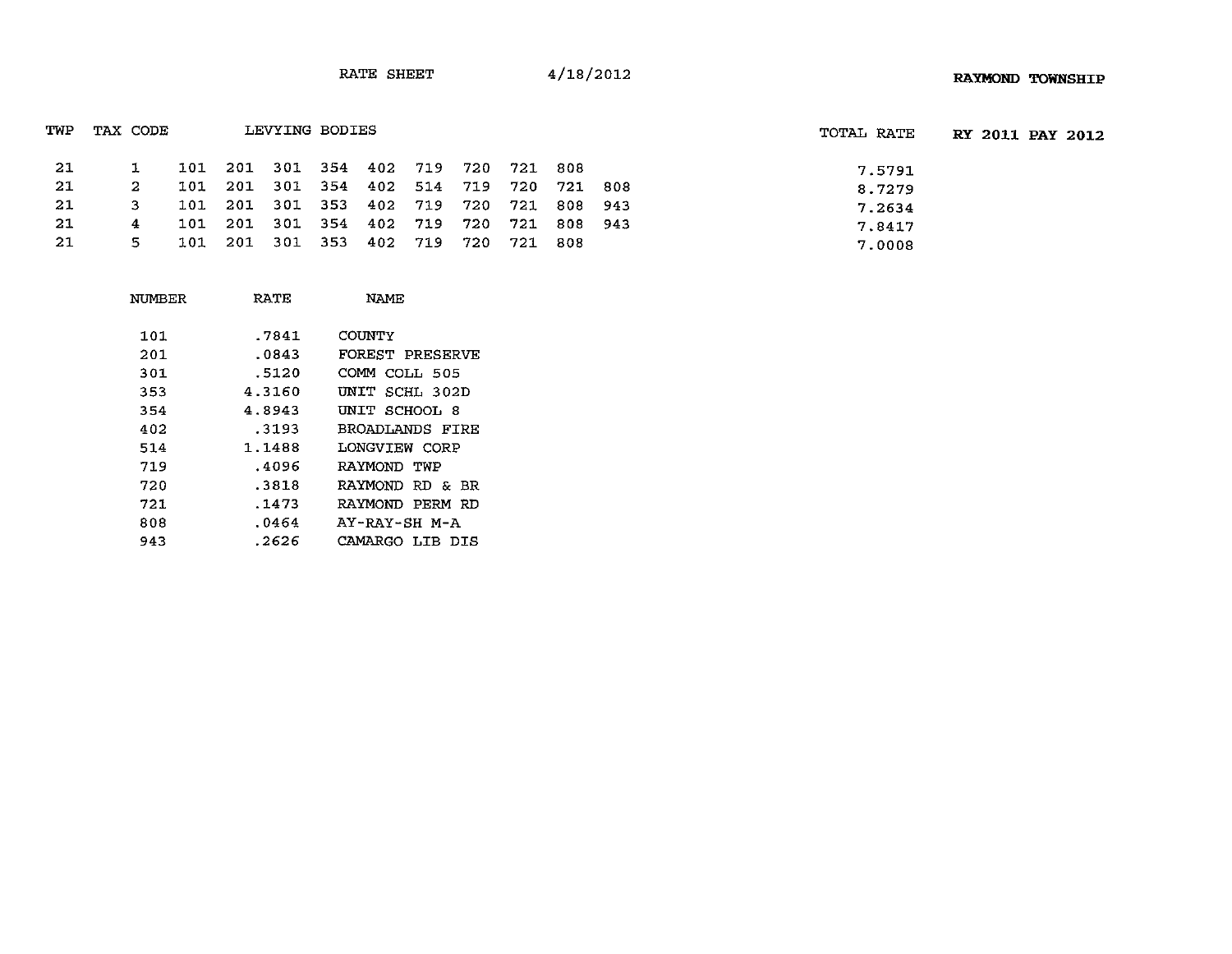RATE SHEET 4/18/2012

**RAYMOND TOWNSHIP**

**RY 2011 PAY 2012**

| TWP | TAX CODE | LEVYING BODIES | TOTAL RATE |
|---|---|---|---|
| 21 | 1 | 101 201 301 354 402 719 720 721 808 | 7.5791 |
| 21 | 2 | 101 201 301 354 402 514 719 720 721 808 | 8.7279 |
| 21 | 3 | 101 201 301 353 402 719 720 721 808 943 | 7.2634 |
| 21 | 4 | 101 201 301 354 402 719 720 721 808 943 | 7.8417 |
| 21 | 5 | 101 201 301 353 402 719 720 721 808 | 7.0008 |

| NUMBER | RATE | NAME |
|---|---|---|
| 101 | .7841 | COUNTY |
| 201 | .0843 | FOREST PRESERVE |
| 301 | .5120 | COMM COLL 505 |
| 353 | 4.3160 | UNIT SCHL 302D |
| 354 | 4.8943 | UNIT SCHOOL 8 |
| 402 | .3193 | BROADLANDS FIRE |
| 514 | 1.1488 | LONGVIEW CORP |
| 719 | .4096 | RAYMOND TWP |
| 720 | .3818 | RAYMOND RD & BR |
| 721 | .1473 | RAYMOND PERM RD |
| 808 | .0464 | AY-RAY-SH M-A |
| 943 | .2626 | CAMARGO LIB DIS |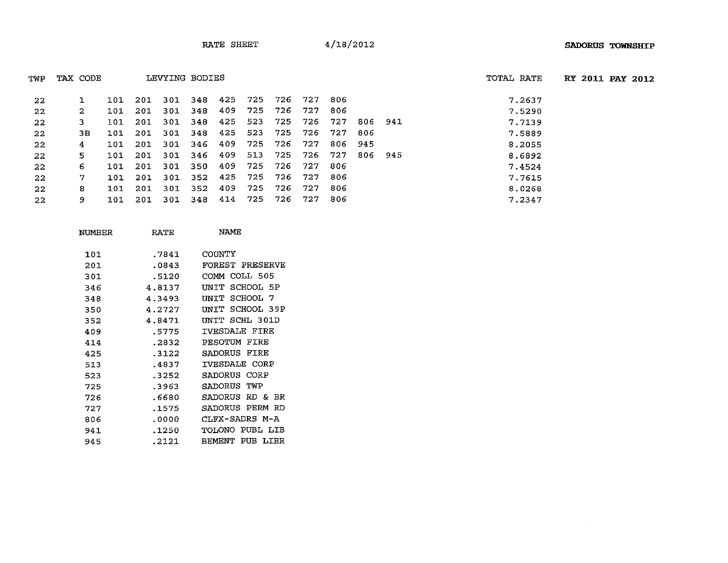RATE SHEET 4/18/2012 **SADORUS TOWNSHIP**

| TWP | TAX CODE | LEVYING BODIES | | | | | | | | | | | TOTAL RATE | RY 2011 PAY 2012 |
|---|---|---|---|---|---|---|---|---|---|---|---|---|---|---|
| 22 | 1 | 101 | 201 | 301 | 348 | 425 | 725 | 726 | 727 | 806 | | | 7.2637 | |
| 22 | 2 | 101 | 201 | 301 | 348 | 409 | 725 | 726 | 727 | 806 | | | 7.5290 | |
| 22 | 3 | 101 | 201 | 301 | 348 | 425 | 523 | 725 | 726 | 727 | 806 | 941 | 7.7139 | |
| 22 | 3B | 101 | 201 | 301 | 348 | 425 | 523 | 725 | 726 | 727 | 806 | | 7.5889 | |
| 22 | 4 | 101 | 201 | 301 | 346 | 409 | 725 | 726 | 727 | 806 | 945 | | 8.2055 | |
| 22 | 5 | 101 | 201 | 301 | 346 | 409 | 513 | 725 | 726 | 727 | 806 | 945 | 8.6892 | |
| 22 | 6 | 101 | 201 | 301 | 350 | 409 | 725 | 726 | 727 | 806 | | | 7.4524 | |
| 22 | 7 | 101 | 201 | 301 | 352 | 425 | 725 | 726 | 727 | 806 | | | 7.7615 | |
| 22 | 8 | 101 | 201 | 301 | 352 | 409 | 725 | 726 | 727 | 806 | | | 8.0268 | |
| 22 | 9 | 101 | 201 | 301 | 348 | 414 | 725 | 726 | 727 | 806 | | | 7.2347 | |

| NUMBER | RATE | NAME |
|---|---|---|
| 101 | .7841 | COUNTY |
| 201 | .0843 | FOREST PRESERVE |
| 301 | .5120 | COMM COLL 505 |
| 346 | 4.8137 | UNIT SCHOOL 5P |
| 348 | 4.3493 | UNIT SCHOOL 7 |
| 350 | 4.2727 | UNIT SCHOOL 39P |
| 352 | 4.8471 | UNIT SCHL 301D |
| 409 | .5775 | IVESDALE FIRE |
| 414 | .2832 | PESOTUM FIRE |
| 425 | .3122 | SADORUS FIRE |
| 513 | .4837 | IVESDALE CORP |
| 523 | .3252 | SADORUS CORP |
| 725 | .3963 | SADORUS TWP |
| 726 | .6680 | SADORUS RD & BR |
| 727 | .1575 | SADORUS PERM RD |
| 806 | .0000 | CLFX-SADRS M-A |
| 941 | .1250 | TOLONO PUBL LIB |
| 945 | .2121 | BEMENT PUB LIBR |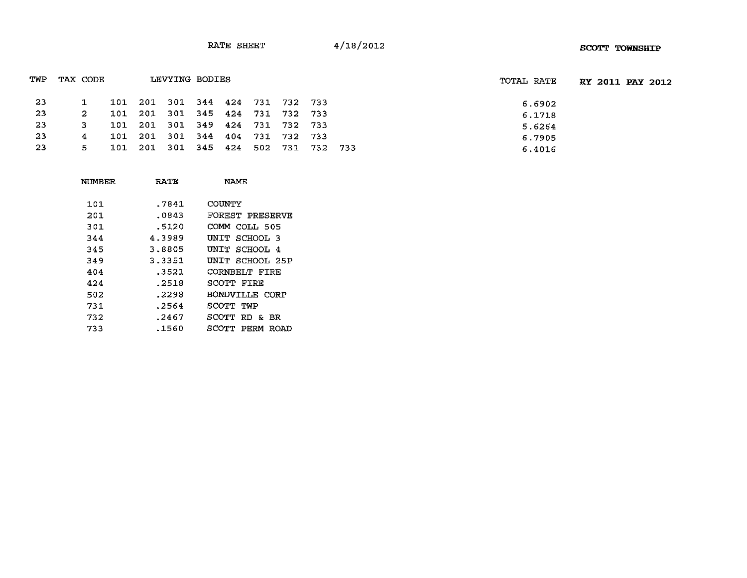RATE SHEET 4/18/2012

**SCOTT TOWNSHIP**

| TWP | TAX CODE | LEVYING BODIES | TOTAL RATE |
|---|---|---|---|
| 23 | 1 | 101 201 301 344 424 731 732 733 | 6.6902 |
| 23 | 2 | 101 201 301 345 424 731 732 733 | 6.1718 |
| 23 | 3 | 101 201 301 349 424 731 732 733 | 5.6264 |
| 23 | 4 | 101 201 301 344 404 731 732 733 | 6.7905 |
| 23 | 5 | 101 201 301 345 424 502 731 732 733 | 6.4016 |

**RY 2011 PAY 2012**

| NUMBER | RATE | NAME |
|---|---|---|
| 101 | .7841 | COUNTY |
| 201 | .0843 | FOREST PRESERVE |
| 301 | .5120 | COMM COLL 505 |
| 344 | 4.3989 | UNIT SCHOOL 3 |
| 345 | 3.8805 | UNIT SCHOOL 4 |
| 349 | 3.3351 | UNIT SCHOOL 25P |
| 404 | .3521 | CORNBELT FIRE |
| 424 | .2518 | SCOTT FIRE |
| 502 | .2298 | BONDVILLE CORP |
| 731 | .2564 | SCOTT TWP |
| 732 | .2467 | SCOTT RD & BR |
| 733 | .1560 | SCOTT PERM ROAD |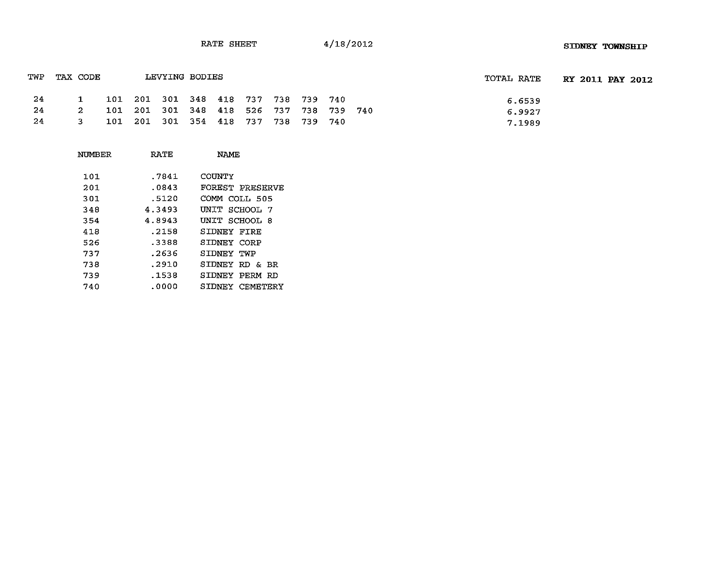RATE SHEET 4/18/2012

**SIDNEY TOWNSHIP**

**RY 2011 PAY 2012**

| TWP | TAX CODE | LEVYING BODIES | TOTAL RATE |
|---|---|---|---|
| 24 | 1 | 101 201 301 348 418 737 738 739 740 | 6.6539 |
| 24 | 2 | 101 201 301 348 418 526 737 738 739 740 | 6.9927 |
| 24 | 3 | 101 201 301 354 418 737 738 739 740 | 7.1989 |

| NUMBER | RATE | NAME |
|---|---|---|
| 101 | .7841 | COUNTY |
| 201 | .0843 | FOREST PRESERVE |
| 301 | .5120 | COMM COLL 505 |
| 348 | 4.3493 | UNIT SCHOOL 7 |
| 354 | 4.8943 | UNIT SCHOOL 8 |
| 418 | .2158 | SIDNEY FIRE |
| 526 | .3388 | SIDNEY CORP |
| 737 | .2636 | SIDNEY TWP |
| 738 | .2910 | SIDNEY RD & BR |
| 739 | .1538 | SIDNEY PERM RD |
| 740 | .0000 | SIDNEY CEMETERY |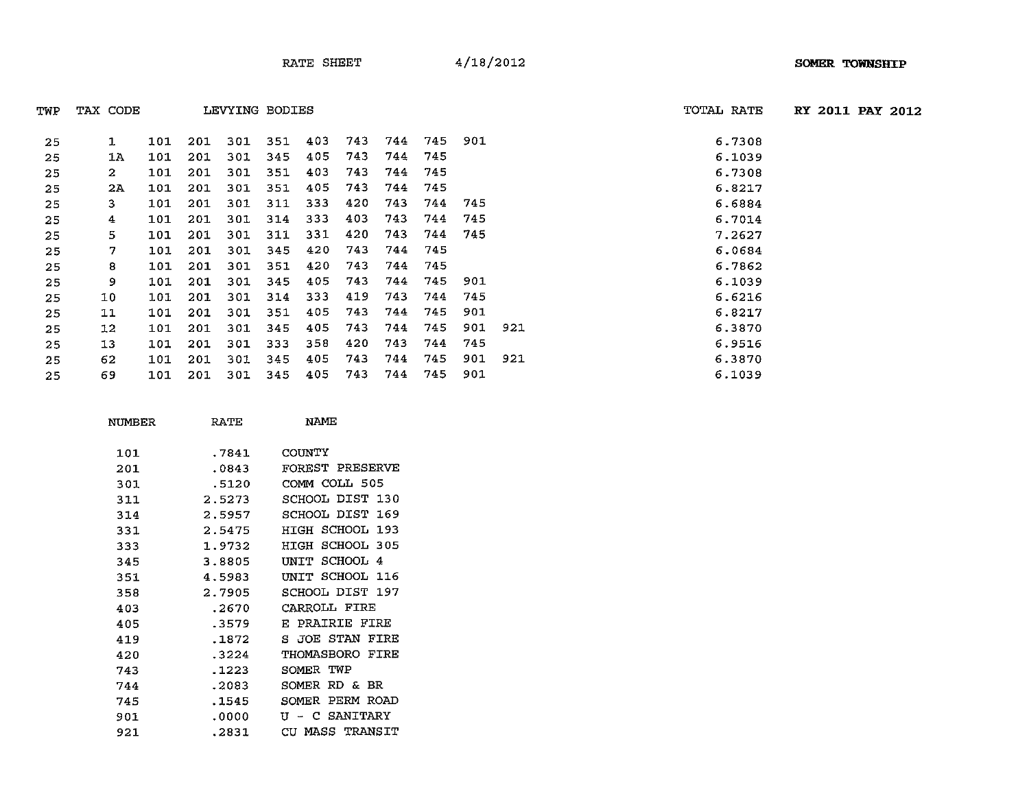RATE SHEET 4/18/2012 **SOMER TOWNSHIP**

| TWP | TAX CODE | LEVYING BODIES | | | | | | | | | | TOTAL RATE |
|---|---|---|---|---|---|---|---|---|---|---|---|---|
| 25 | 1 | 101 | 201 | 301 | 351 | 403 | 743 | 744 | 745 | 901 | | 6.7308 |
| 25 | 1A | 101 | 201 | 301 | 345 | 405 | 743 | 744 | 745 | | | 6.1039 |
| 25 | 2 | 101 | 201 | 301 | 351 | 403 | 743 | 744 | 745 | | | 6.7308 |
| 25 | 2A | 101 | 201 | 301 | 351 | 405 | 743 | 744 | 745 | | | 6.8217 |
| 25 | 3 | 101 | 201 | 301 | 311 | 333 | 420 | 743 | 744 | 745 | | 6.6884 |
| 25 | 4 | 101 | 201 | 301 | 314 | 333 | 403 | 743 | 744 | 745 | | 6.7014 |
| 25 | 5 | 101 | 201 | 301 | 311 | 331 | 420 | 743 | 744 | 745 | | 7.2627 |
| 25 | 7 | 101 | 201 | 301 | 345 | 420 | 743 | 744 | 745 | | | 6.0684 |
| 25 | 8 | 101 | 201 | 301 | 351 | 420 | 743 | 744 | 745 | | | 6.7862 |
| 25 | 9 | 101 | 201 | 301 | 345 | 405 | 743 | 744 | 745 | 901 | | 6.1039 |
| 25 | 10 | 101 | 201 | 301 | 314 | 333 | 419 | 743 | 744 | 745 | | 6.6216 |
| 25 | 11 | 101 | 201 | 301 | 351 | 405 | 743 | 744 | 745 | 901 | | 6.8217 |
| 25 | 12 | 101 | 201 | 301 | 345 | 405 | 743 | 744 | 745 | 901 | 921 | 6.3870 |
| 25 | 13 | 101 | 201 | 301 | 333 | 358 | 420 | 743 | 744 | 745 | | 6.9516 |
| 25 | 62 | 101 | 201 | 301 | 345 | 405 | 743 | 744 | 745 | 901 | 921 | 6.3870 |
| 25 | 69 | 101 | 201 | 301 | 345 | 405 | 743 | 744 | 745 | 901 | | 6.1039 |

**RY 2011 PAY 2012**

| NUMBER | RATE | NAME |
|---|---|---|
| 101 | .7841 | COUNTY |
| 201 | .0843 | FOREST PRESERVE |
| 301 | .5120 | COMM COLL 505 |
| 311 | 2.5273 | SCHOOL DIST 130 |
| 314 | 2.5957 | SCHOOL DIST 169 |
| 331 | 2.5475 | HIGH SCHOOL 193 |
| 333 | 1.9732 | HIGH SCHOOL 305 |
| 345 | 3.8805 | UNIT SCHOOL 4 |
| 351 | 4.5983 | UNIT SCHOOL 116 |
| 358 | 2.7905 | SCHOOL DIST 197 |
| 403 | .2670 | CARROLL FIRE |
| 405 | .3579 | E PRAIRIE FIRE |
| 419 | .1872 | S JOE STAN FIRE |
| 420 | .3224 | THOMASBORO FIRE |
| 743 | .1223 | SOMER TWP |
| 744 | .2083 | SOMER RD & BR |
| 745 | .1545 | SOMER PERM ROAD |
| 901 | .0000 | U - C SANITARY |
| 921 | .2831 | CU MASS TRANSIT |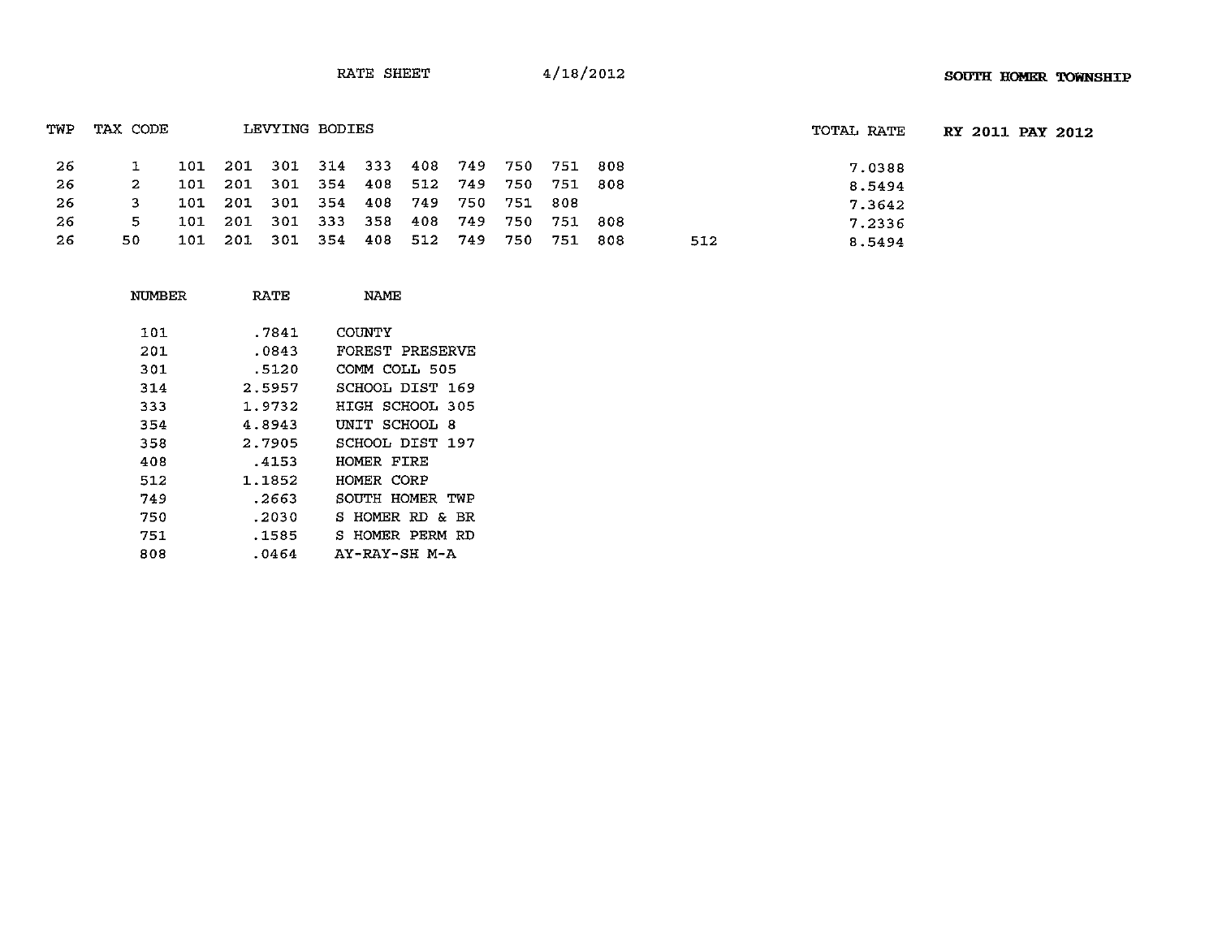RATE SHEET 4/18/2012

**SOUTH HOMER TOWNSHIP**

**RY 2011 PAY 2012**

| TWP | TAX CODE | LEVYING BODIES | | | | | | | | | | | TOTAL RATE |
|---|---|---|---|---|---|---|---|---|---|---|---|---|---|
| 26 | 1 | 101 | 201 | 301 | 314 | 333 | 408 | 749 | 750 | 751 | 808 | | 7.0388 |
| 26 | 2 | 101 | 201 | 301 | 354 | 408 | 512 | 749 | 750 | 751 | 808 | | 8.5494 |
| 26 | 3 | 101 | 201 | 301 | 354 | 408 | 749 | 750 | 751 | 808 | | | 7.3642 |
| 26 | 5 | 101 | 201 | 301 | 333 | 358 | 408 | 749 | 750 | 751 | 808 | | 7.2336 |
| 26 | 50 | 101 | 201 | 301 | 354 | 408 | 512 | 749 | 750 | 751 | 808 | 512 | 8.5494 |

| NUMBER | RATE | NAME |
|---|---|---|
| 101 | .7841 | COUNTY |
| 201 | .0843 | FOREST PRESERVE |
| 301 | .5120 | COMM COLL 505 |
| 314 | 2.5957 | SCHOOL DIST 169 |
| 333 | 1.9732 | HIGH SCHOOL 305 |
| 354 | 4.8943 | UNIT SCHOOL 8 |
| 358 | 2.7905 | SCHOOL DIST 197 |
| 408 | .4153 | HOMER FIRE |
| 512 | 1.1852 | HOMER CORP |
| 749 | .2663 | SOUTH HOMER TWP |
| 750 | .2030 | S HOMER RD & BR |
| 751 | .1585 | S HOMER PERM RD |
| 808 | .0464 | AY-RAY-SH M-A |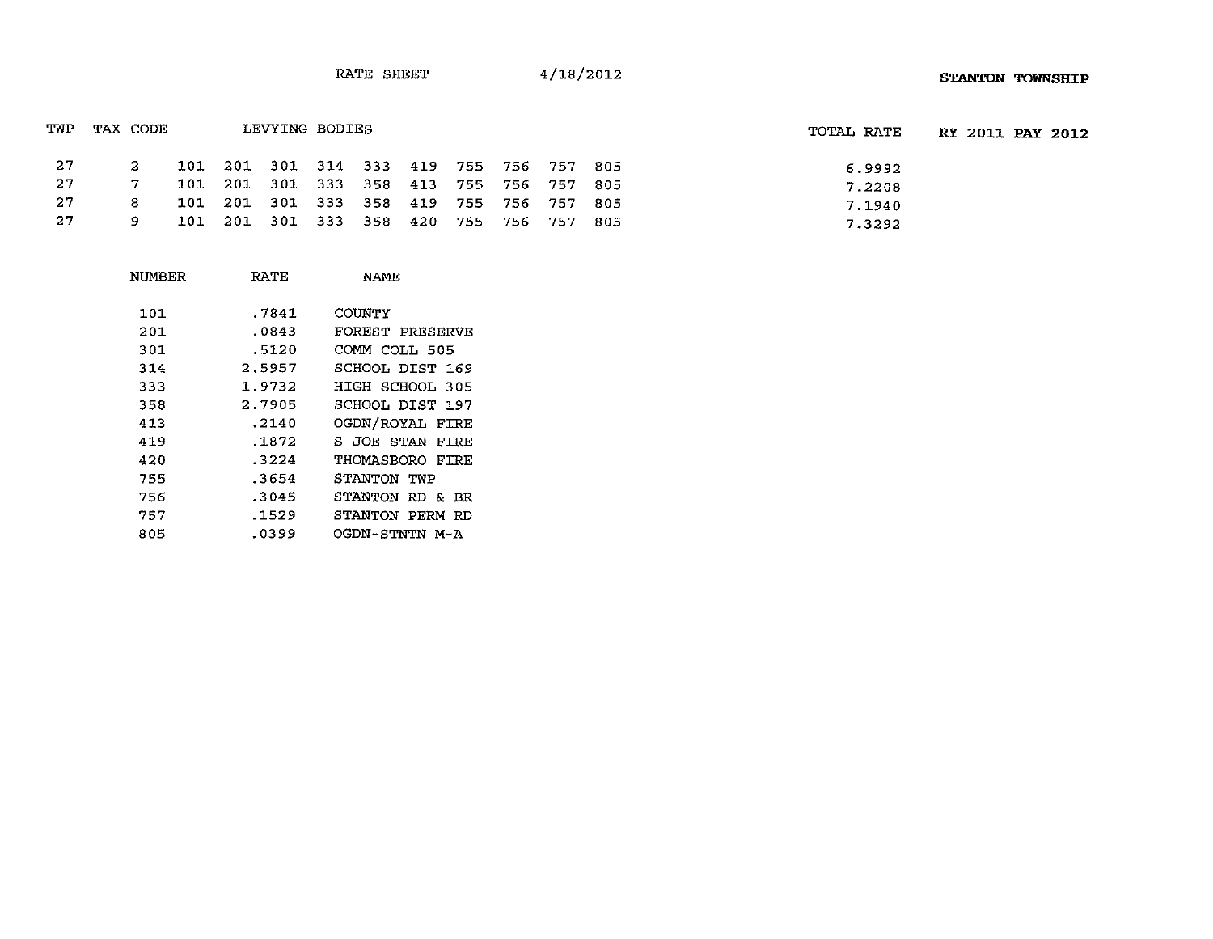RATE SHEET 4/18/2012 **STANTON TOWNSHIP**

| TWP | TAX CODE | LEVYING BODIES | | | | | | | | | | TOTAL RATE | **RY 2011 PAY 2012** |
|---|---|---|---|---|---|---|---|---|---|---|---|---|---|
| 27 | 2 | 101 | 201 | 301 | 314 | 333 | 419 | 755 | 756 | 757 | 805 | 6.9992 | |
| 27 | 7 | 101 | 201 | 301 | 333 | 358 | 413 | 755 | 756 | 757 | 805 | 7.2208 | |
| 27 | 8 | 101 | 201 | 301 | 333 | 358 | 419 | 755 | 756 | 757 | 805 | 7.1940 | |
| 27 | 9 | 101 | 201 | 301 | 333 | 358 | 420 | 755 | 756 | 757 | 805 | 7.3292 | |

| NUMBER | RATE | NAME |
|---|---|---|
| 101 | .7841 | COUNTY |
| 201 | .0843 | FOREST PRESERVE |
| 301 | .5120 | COMM COLL 505 |
| 314 | 2.5957 | SCHOOL DIST 169 |
| 333 | 1.9732 | HIGH SCHOOL 305 |
| 358 | 2.7905 | SCHOOL DIST 197 |
| 413 | .2140 | OGDN/ROYAL FIRE |
| 419 | .1872 | S JOE STAN FIRE |
| 420 | .3224 | THOMASBORO FIRE |
| 755 | .3654 | STANTON TWP |
| 756 | .3045 | STANTON RD & BR |
| 757 | .1529 | STANTON PERM RD |
| 805 | .0399 | OGDN-STNTN M-A |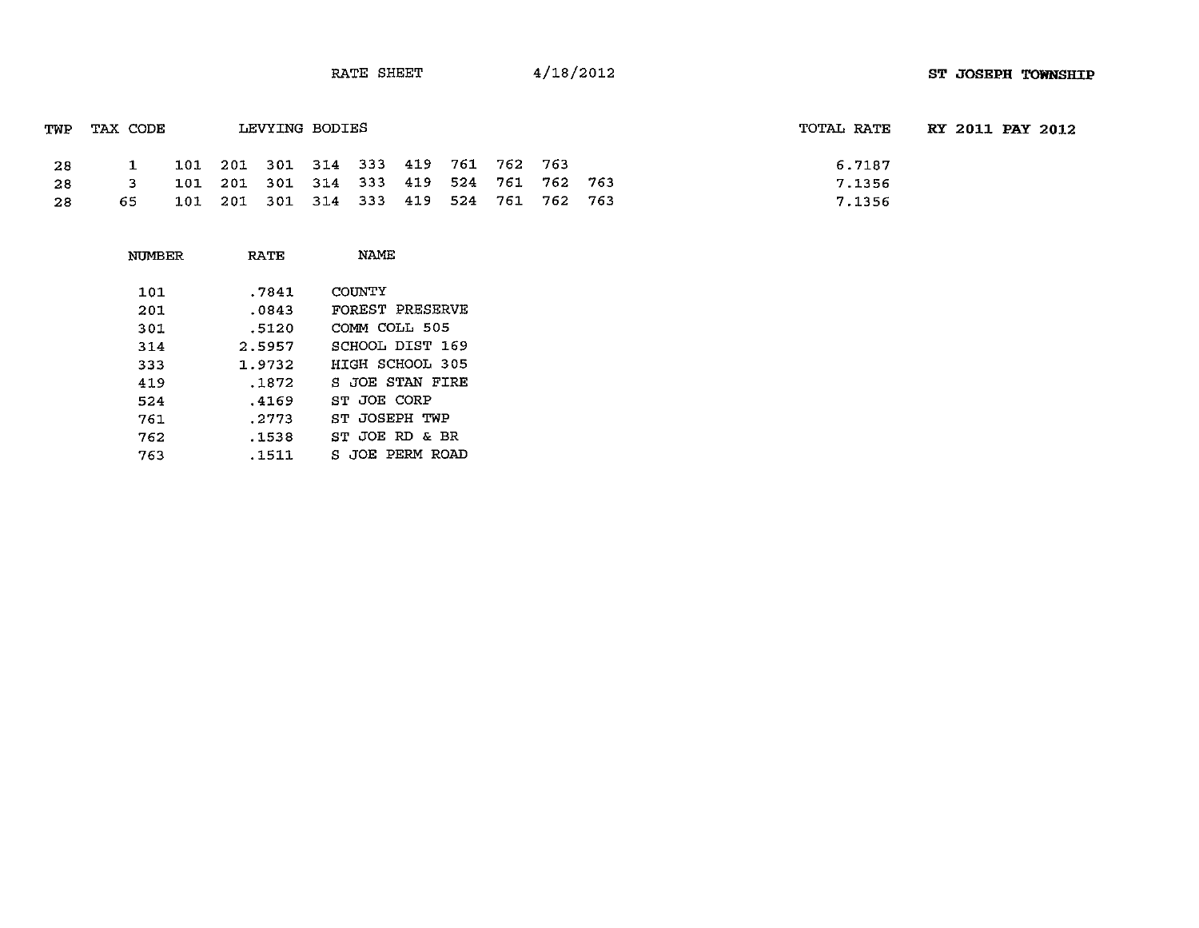RATE SHEET 4/18/2012 **ST JOSEPH TOWNSHIP**

| TWP | TAX CODE | LEVYING BODIES | TOTAL RATE | RY 2011 PAY 2012 |
|---|---|---|---|---|
| 28 | 1 | 101 201 301 314 333 419 761 762 763 | 6.7187 | |
| 28 | 3 | 101 201 301 314 333 419 524 761 762 763 | 7.1356 | |
| 28 | 65 | 101 201 301 314 333 419 524 761 762 763 | 7.1356 | |

| NUMBER | RATE | NAME |
|---|---|---|
| 101 | .7841 | COUNTY |
| 201 | .0843 | FOREST PRESERVE |
| 301 | .5120 | COMM COLL 505 |
| 314 | 2.5957 | SCHOOL DIST 169 |
| 333 | 1.9732 | HIGH SCHOOL 305 |
| 419 | .1872 | S JOE STAN FIRE |
| 524 | .4169 | ST JOE CORP |
| 761 | .2773 | ST JOSEPH TWP |
| 762 | .1538 | ST JOE RD & BR |
| 763 | .1511 | S JOE PERM ROAD |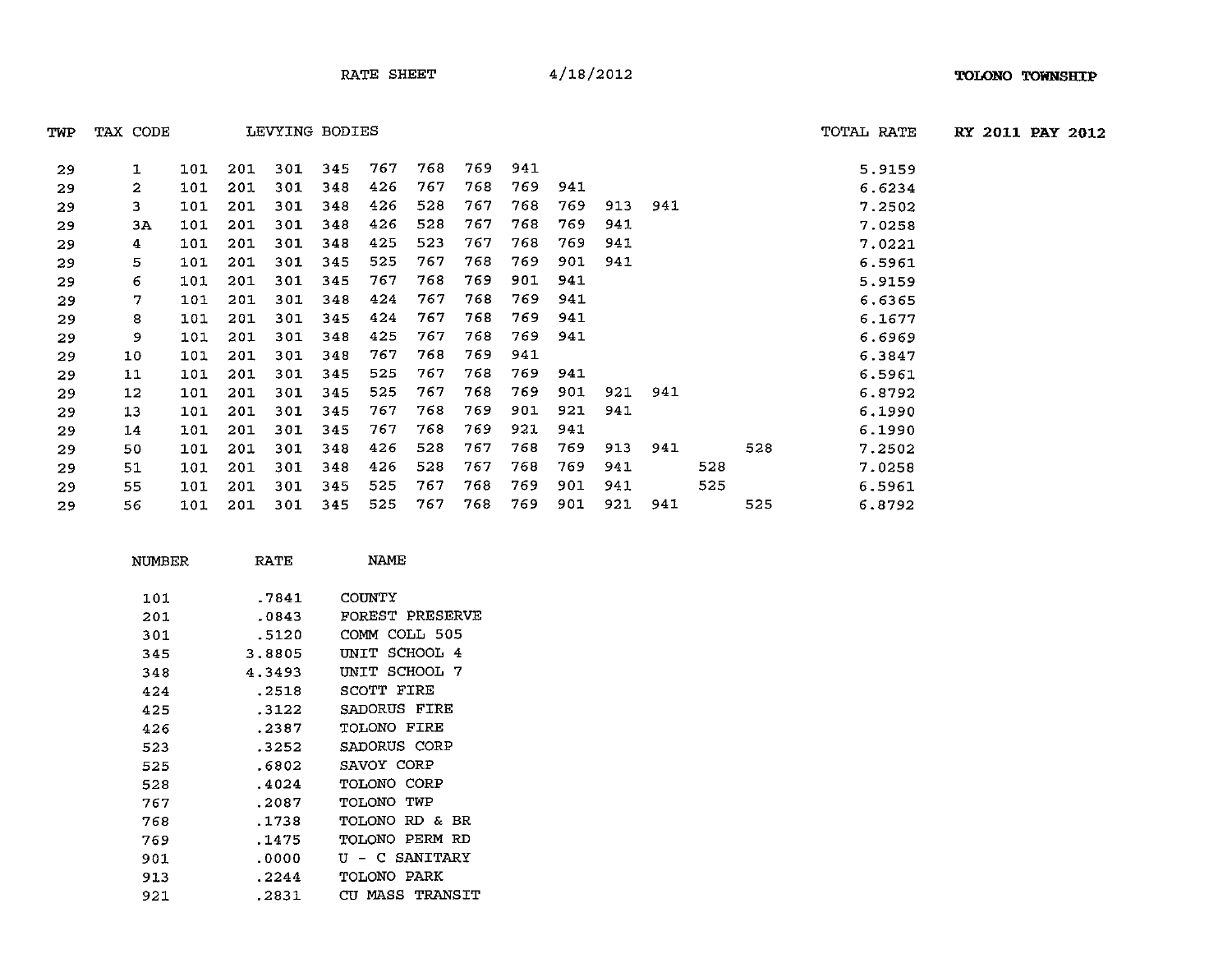RATE SHEET 4/18/2012

**TOLONO TOWNSHIP**

RY 2011 PAY 2012

| TWP | TAX CODE | LEVYING BODIES | | | | | | | | | | | | | TOTAL RATE |
|---|---|---|---|---|---|---|---|---|---|---|---|---|---|---|---|
| 29 | 1 | 101 | 201 | 301 | 345 | 767 | 768 | 769 | 941 | | | | | | 5.9159 |
| 29 | 2 | 101 | 201 | 301 | 348 | 426 | 767 | 768 | 769 | 941 | | | | | 6.6234 |
| 29 | 3 | 101 | 201 | 301 | 348 | 426 | 528 | 767 | 768 | 769 | 913 | 941 | | | 7.2502 |
| 29 | 3A | 101 | 201 | 301 | 348 | 426 | 528 | 767 | 768 | 769 | 941 | | | | 7.0258 |
| 29 | 4 | 101 | 201 | 301 | 348 | 425 | 523 | 767 | 768 | 769 | 941 | | | | 7.0221 |
| 29 | 5 | 101 | 201 | 301 | 345 | 525 | 767 | 768 | 769 | 901 | 941 | | | | 6.5961 |
| 29 | 6 | 101 | 201 | 301 | 345 | 767 | 768 | 769 | 901 | 941 | | | | | 5.9159 |
| 29 | 7 | 101 | 201 | 301 | 348 | 424 | 767 | 768 | 769 | 941 | | | | | 6.6365 |
| 29 | 8 | 101 | 201 | 301 | 345 | 424 | 767 | 768 | 769 | 941 | | | | | 6.1677 |
| 29 | 9 | 101 | 201 | 301 | 348 | 425 | 767 | 768 | 769 | 941 | | | | | 6.6969 |
| 29 | 10 | 101 | 201 | 301 | 348 | 767 | 768 | 769 | 941 | | | | | | 6.3847 |
| 29 | 11 | 101 | 201 | 301 | 345 | 525 | 767 | 768 | 769 | 941 | | | | | 6.5961 |
| 29 | 12 | 101 | 201 | 301 | 345 | 525 | 767 | 768 | 769 | 901 | 921 | 941 | | | 6.8792 |
| 29 | 13 | 101 | 201 | 301 | 345 | 767 | 768 | 769 | 901 | 921 | 941 | | | | 6.1990 |
| 29 | 14 | 101 | 201 | 301 | 345 | 767 | 768 | 769 | 921 | 941 | | | | | 6.1990 |
| 29 | 50 | 101 | 201 | 301 | 348 | 426 | 528 | 767 | 768 | 769 | 913 | 941 | | 528 | 7.2502 |
| 29 | 51 | 101 | 201 | 301 | 348 | 426 | 528 | 767 | 768 | 769 | 941 | | 528 | | 7.0258 |
| 29 | 55 | 101 | 201 | 301 | 345 | 525 | 767 | 768 | 769 | 901 | 941 | | 525 | | 6.5961 |
| 29 | 56 | 101 | 201 | 301 | 345 | 525 | 767 | 768 | 769 | 901 | 921 | 941 | | 525 | 6.8792 |

| NUMBER | RATE | NAME |
|---|---|---|
| 101 | .7841 | COUNTY |
| 201 | .0843 | FOREST PRESERVE |
| 301 | .5120 | COMM COLL 505 |
| 345 | 3.8805 | UNIT SCHOOL 4 |
| 348 | 4.3493 | UNIT SCHOOL 7 |
| 424 | .2518 | SCOTT FIRE |
| 425 | .3122 | SADORUS FIRE |
| 426 | .2387 | TOLONO FIRE |
| 523 | .3252 | SADORUS CORP |
| 525 | .6802 | SAVOY CORP |
| 528 | .4024 | TOLONO CORP |
| 767 | .2087 | TOLONO TWP |
| 768 | .1738 | TOLONO RD & BR |
| 769 | .1475 | TOLONO PERM RD |
| 901 | .0000 | U - C SANITARY |
| 913 | .2244 | TOLONO PARK |
| 921 | .2831 | CU MASS TRANSIT |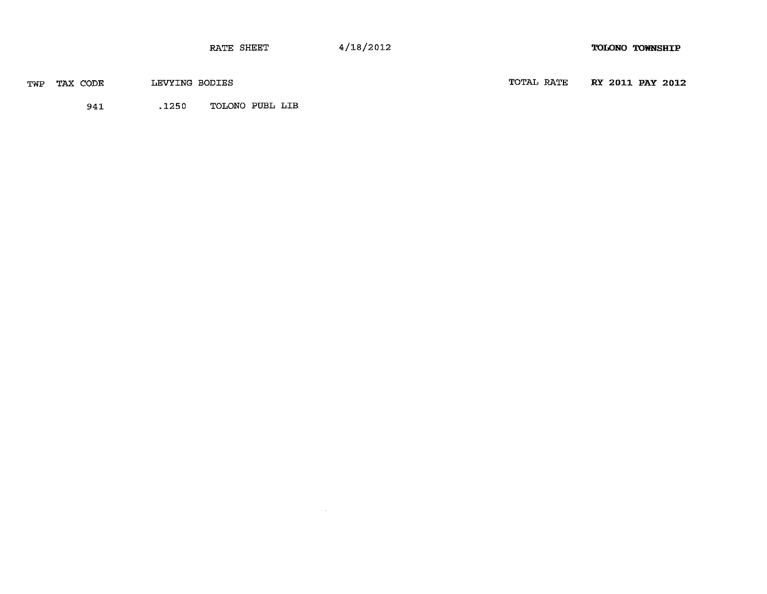RATE SHEET 4/18/2012 **TOLONO TOWNSHIP**

| TWP | TAX CODE | LEVYING BODIES | | TOTAL RATE | **RY 2011 PAY 2012** |
|---|---|---|---|---|---|
| | 941 | .1250 | TOLONO PUBL LIB | | |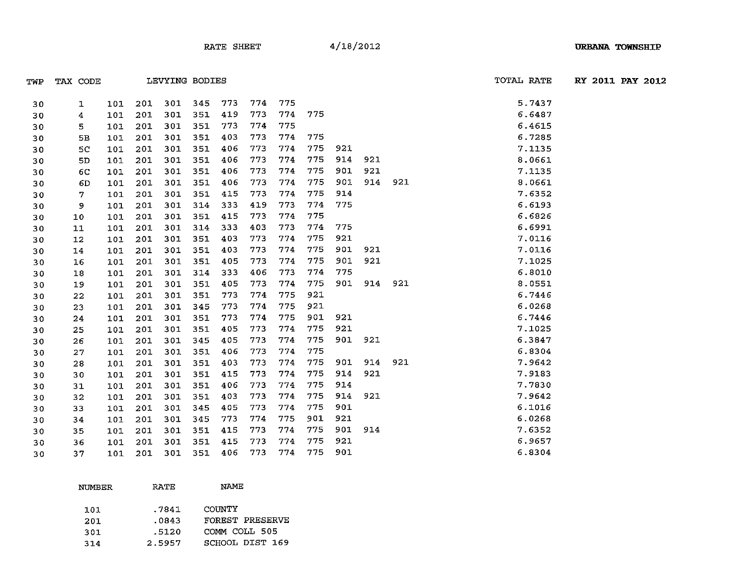RATE SHEET 4/18/2012 **URBANA TOWNSHIP**

| TWP | TAX CODE | LEVYING BODIES | | | | | | | | | | | TOTAL RATE | RY 2011 PAY 2012 |
|---|---|---|---|---|---|---|---|---|---|---|---|---|---|---|
| 30 | 1 | 101 | 201 | 301 | 345 | 773 | 774 | 775 | | | | | 5.7437 | |
| 30 | 4 | 101 | 201 | 301 | 351 | 419 | 773 | 774 | 775 | | | | 6.6487 | |
| 30 | 5 | 101 | 201 | 301 | 351 | 773 | 774 | 775 | | | | | 6.4615 | |
| 30 | 5B | 101 | 201 | 301 | 351 | 403 | 773 | 774 | 775 | | | | 6.7285 | |
| 30 | 5C | 101 | 201 | 301 | 351 | 406 | 773 | 774 | 775 | 921 | | | 7.1135 | |
| 30 | 5D | 101 | 201 | 301 | 351 | 406 | 773 | 774 | 775 | 914 | 921 | | 8.0661 | |
| 30 | 6C | 101 | 201 | 301 | 351 | 406 | 773 | 774 | 775 | 901 | 921 | | 7.1135 | |
| 30 | 6D | 101 | 201 | 301 | 351 | 406 | 773 | 774 | 775 | 901 | 914 | 921 | 8.0661 | |
| 30 | 7 | 101 | 201 | 301 | 351 | 415 | 773 | 774 | 775 | 914 | | | 7.6352 | |
| 30 | 9 | 101 | 201 | 301 | 314 | 333 | 419 | 773 | 774 | 775 | | | 6.6193 | |
| 30 | 10 | 101 | 201 | 301 | 351 | 415 | 773 | 774 | 775 | | | | 6.6826 | |
| 30 | 11 | 101 | 201 | 301 | 314 | 333 | 403 | 773 | 774 | 775 | | | 6.6991 | |
| 30 | 12 | 101 | 201 | 301 | 351 | 403 | 773 | 774 | 775 | 921 | | | 7.0116 | |
| 30 | 14 | 101 | 201 | 301 | 351 | 403 | 773 | 774 | 775 | 901 | 921 | | 7.0116 | |
| 30 | 16 | 101 | 201 | 301 | 351 | 405 | 773 | 774 | 775 | 901 | 921 | | 7.1025 | |
| 30 | 18 | 101 | 201 | 301 | 314 | 333 | 406 | 773 | 774 | 775 | | | 6.8010 | |
| 30 | 19 | 101 | 201 | 301 | 351 | 405 | 773 | 774 | 775 | 901 | 914 | 921 | 8.0551 | |
| 30 | 22 | 101 | 201 | 301 | 351 | 773 | 774 | 775 | 921 | | | | 6.7446 | |
| 30 | 23 | 101 | 201 | 301 | 345 | 773 | 774 | 775 | 921 | | | | 6.0268 | |
| 30 | 24 | 101 | 201 | 301 | 351 | 773 | 774 | 775 | 901 | 921 | | | 6.7446 | |
| 30 | 25 | 101 | 201 | 301 | 351 | 405 | 773 | 774 | 775 | 921 | | | 7.1025 | |
| 30 | 26 | 101 | 201 | 301 | 345 | 405 | 773 | 774 | 775 | 901 | 921 | | 6.3847 | |
| 30 | 27 | 101 | 201 | 301 | 351 | 406 | 773 | 774 | 775 | | | | 6.8304 | |
| 30 | 28 | 101 | 201 | 301 | 351 | 403 | 773 | 774 | 775 | 901 | 914 | 921 | 7.9642 | |
| 30 | 30 | 101 | 201 | 301 | 351 | 415 | 773 | 774 | 775 | 914 | 921 | | 7.9183 | |
| 30 | 31 | 101 | 201 | 301 | 351 | 406 | 773 | 774 | 775 | 914 | | | 7.7830 | |
| 30 | 32 | 101 | 201 | 301 | 351 | 403 | 773 | 774 | 775 | 914 | 921 | | 7.9642 | |
| 30 | 33 | 101 | 201 | 301 | 345 | 405 | 773 | 774 | 775 | 901 | | | 6.1016 | |
| 30 | 34 | 101 | 201 | 301 | 345 | 773 | 774 | 775 | 901 | 921 | | | 6.0268 | |
| 30 | 35 | 101 | 201 | 301 | 351 | 415 | 773 | 774 | 775 | 901 | 914 | | 7.6352 | |
| 30 | 36 | 101 | 201 | 301 | 351 | 415 | 773 | 774 | 775 | 921 | | | 6.9657 | |
| 30 | 37 | 101 | 201 | 301 | 351 | 406 | 773 | 774 | 775 | 901 | | | 6.8304 | |

| NUMBER | RATE | NAME |
|---|---|---|
| 101 | .7841 | COUNTY |
| 201 | .0843 | FOREST PRESERVE |
| 301 | .5120 | COMM COLL 505 |
| 314 | 2.5957 | SCHOOL DIST 169 |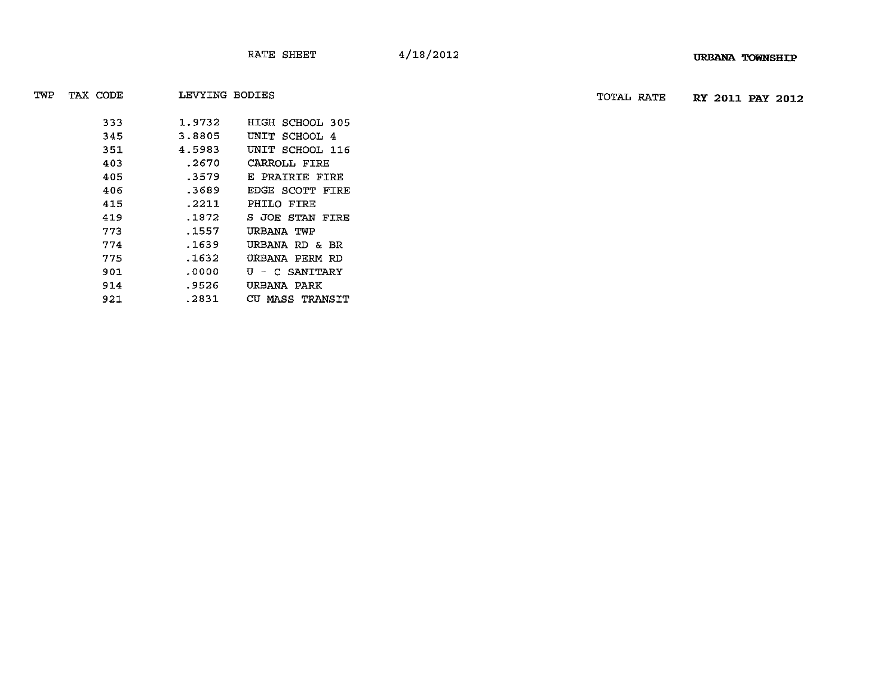RATE SHEET 4/18/2012 **URBANA TOWNSHIP**

| TWP | TAX CODE | LEVYING BODIES | | TOTAL RATE | **RY 2011 PAY 2012** |
|---|---|---|---|---|---|
| | 333 | 1.9732 | HIGH SCHOOL 305 | | |
| | 345 | 3.8805 | UNIT SCHOOL 4 | | |
| | 351 | 4.5983 | UNIT SCHOOL 116 | | |
| | 403 | .2670 | CARROLL FIRE | | |
| | 405 | .3579 | E PRAIRIE FIRE | | |
| | 406 | .3689 | EDGE SCOTT FIRE | | |
| | 415 | .2211 | PHILO FIRE | | |
| | 419 | .1872 | S JOE STAN FIRE | | |
| | 773 | .1557 | URBANA TWP | | |
| | 774 | .1639 | URBANA RD & BR | | |
| | 775 | .1632 | URBANA PERM RD | | |
| | 901 | .0000 | U - C SANITARY | | |
| | 914 | .9526 | URBANA PARK | | |
| | 921 | .2831 | CU MASS TRANSIT | | |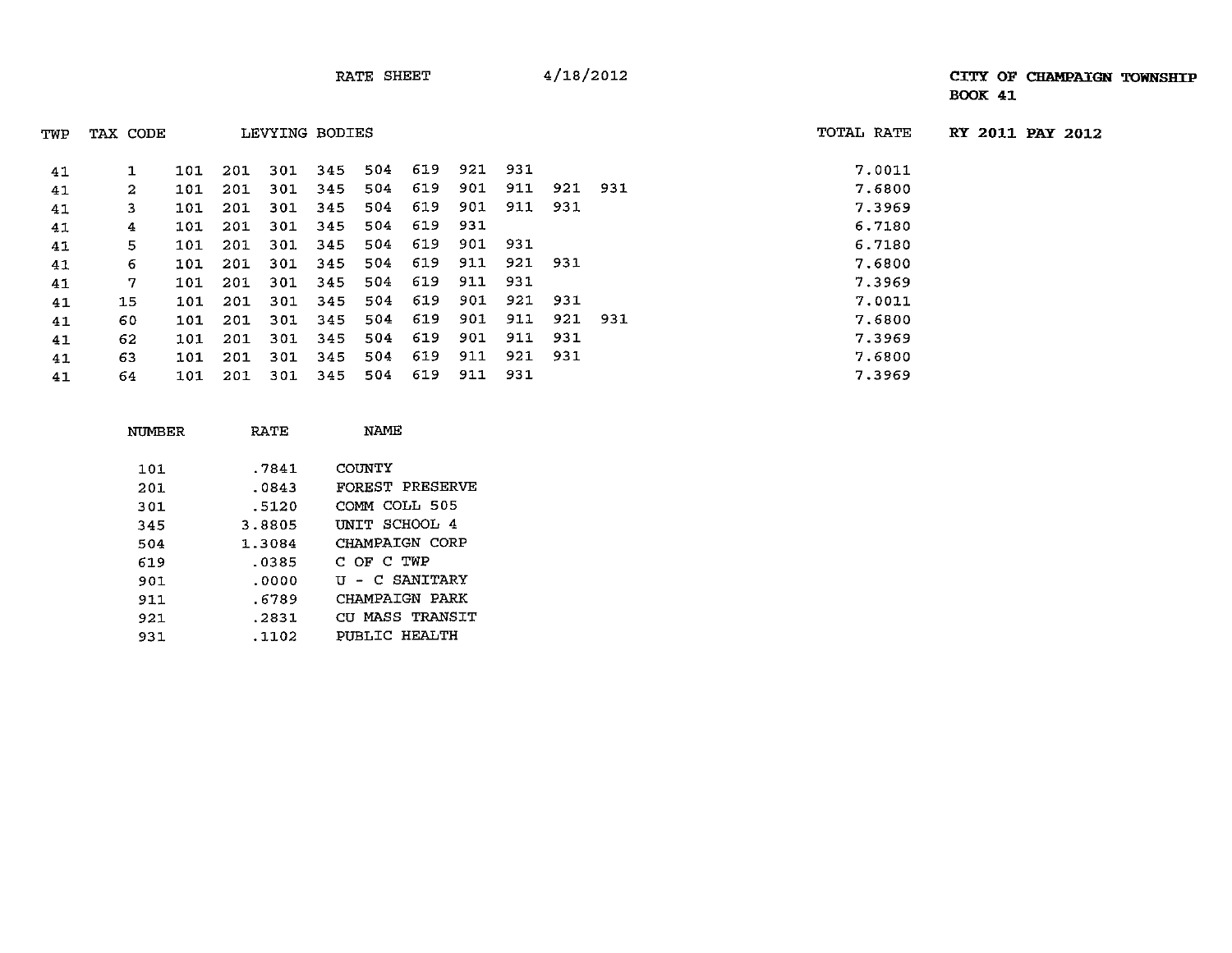RATE SHEET 4/18/2012

**CITY OF CHAMPAIGN TOWNSHIP**
**BOOK 41**

**RY 2011 PAY 2012**

| TWP | TAX CODE | LEVYING BODIES | | | | | | | | | | TOTAL RATE |
|---|---|---|---|---|---|---|---|---|---|---|---|---|
| 41 | 1 | 101 | 201 | 301 | 345 | 504 | 619 | 921 | 931 | | | 7.0011 |
| 41 | 2 | 101 | 201 | 301 | 345 | 504 | 619 | 901 | 911 | 921 | 931 | 7.6800 |
| 41 | 3 | 101 | 201 | 301 | 345 | 504 | 619 | 901 | 911 | 931 | | 7.3969 |
| 41 | 4 | 101 | 201 | 301 | 345 | 504 | 619 | 931 | | | | 6.7180 |
| 41 | 5 | 101 | 201 | 301 | 345 | 504 | 619 | 901 | 931 | | | 6.7180 |
| 41 | 6 | 101 | 201 | 301 | 345 | 504 | 619 | 911 | 921 | 931 | | 7.6800 |
| 41 | 7 | 101 | 201 | 301 | 345 | 504 | 619 | 911 | 931 | | | 7.3969 |
| 41 | 15 | 101 | 201 | 301 | 345 | 504 | 619 | 901 | 921 | 931 | | 7.0011 |
| 41 | 60 | 101 | 201 | 301 | 345 | 504 | 619 | 901 | 911 | 921 | 931 | 7.6800 |
| 41 | 62 | 101 | 201 | 301 | 345 | 504 | 619 | 901 | 911 | 931 | | 7.3969 |
| 41 | 63 | 101 | 201 | 301 | 345 | 504 | 619 | 911 | 921 | 931 | | 7.6800 |
| 41 | 64 | 101 | 201 | 301 | 345 | 504 | 619 | 911 | 931 | | | 7.3969 |

| NUMBER | RATE | NAME |
|---|---|---|
| 101 | .7841 | COUNTY |
| 201 | .0843 | FOREST PRESERVE |
| 301 | .5120 | COMM COLL 505 |
| 345 | 3.8805 | UNIT SCHOOL 4 |
| 504 | 1.3084 | CHAMPAIGN CORP |
| 619 | .0385 | C OF C TWP |
| 901 | .0000 | U - C SANITARY |
| 911 | .6789 | CHAMPAIGN PARK |
| 921 | .2831 | CU MASS TRANSIT |
| 931 | .1102 | PUBLIC HEALTH |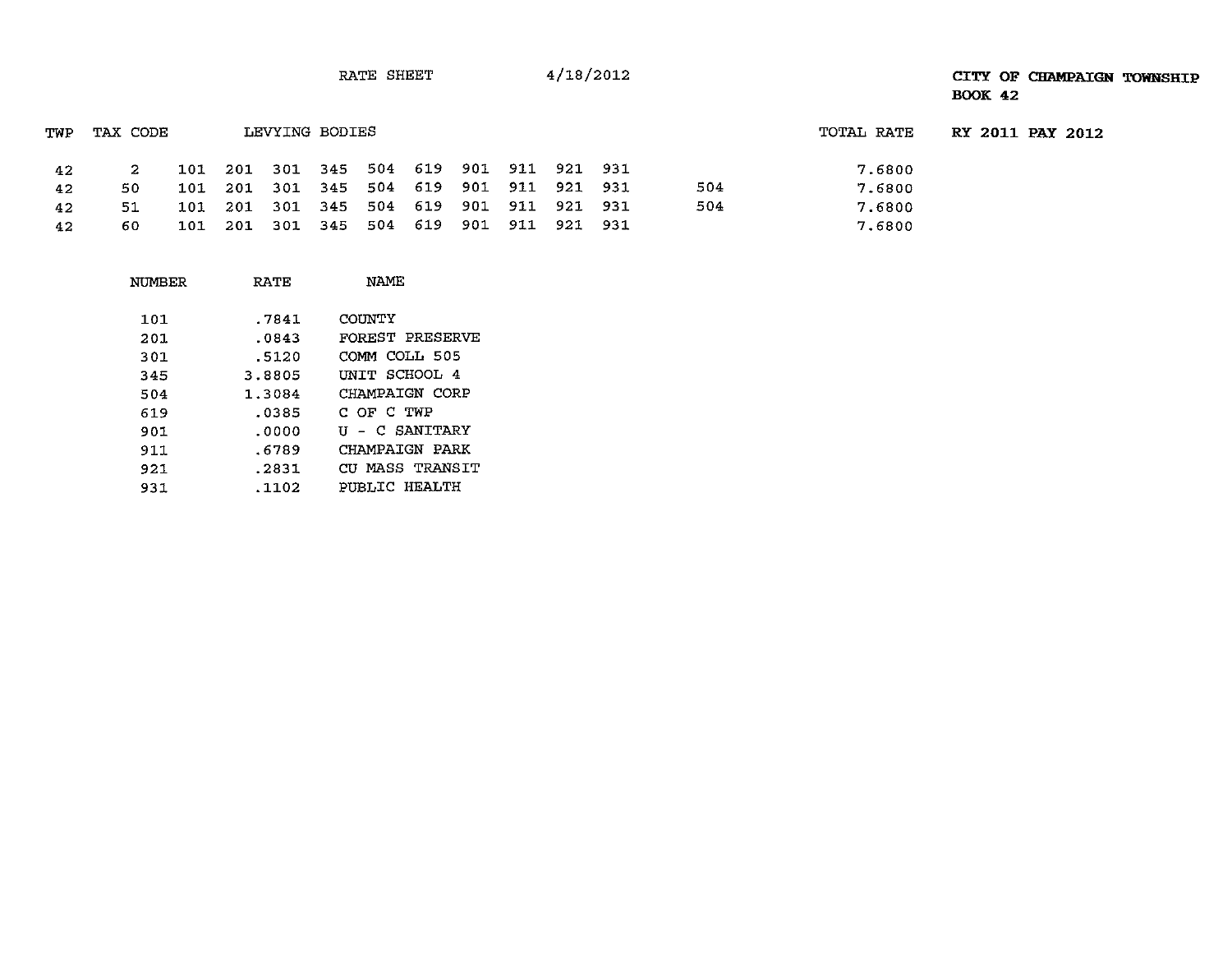RATE SHEET 4/18/2012

**CITY OF CHAMPAIGN TOWNSHIP**
**BOOK 42**

**RY 2011 PAY 2012**

| TWP | TAX CODE | LEVYING BODIES | | | | | | | | | | | TOTAL RATE |
|---|---|---|---|---|---|---|---|---|---|---|---|---|---|
| 42 | 2 | 101 | 201 | 301 | 345 | 504 | 619 | 901 | 911 | 921 | 931 | | 7.6800 |
| 42 | 50 | 101 | 201 | 301 | 345 | 504 | 619 | 901 | 911 | 921 | 931 | 504 | 7.6800 |
| 42 | 51 | 101 | 201 | 301 | 345 | 504 | 619 | 901 | 911 | 921 | 931 | 504 | 7.6800 |
| 42 | 60 | 101 | 201 | 301 | 345 | 504 | 619 | 901 | 911 | 921 | 931 | | 7.6800 |

| NUMBER | RATE | NAME |
|---|---|---|
| 101 | .7841 | COUNTY |
| 201 | .0843 | FOREST PRESERVE |
| 301 | .5120 | COMM COLL 505 |
| 345 | 3.8805 | UNIT SCHOOL 4 |
| 504 | 1.3084 | CHAMPAIGN CORP |
| 619 | .0385 | C OF C TWP |
| 901 | .0000 | U - C SANITARY |
| 911 | .6789 | CHAMPAIGN PARK |
| 921 | .2831 | CU MASS TRANSIT |
| 931 | .1102 | PUBLIC HEALTH |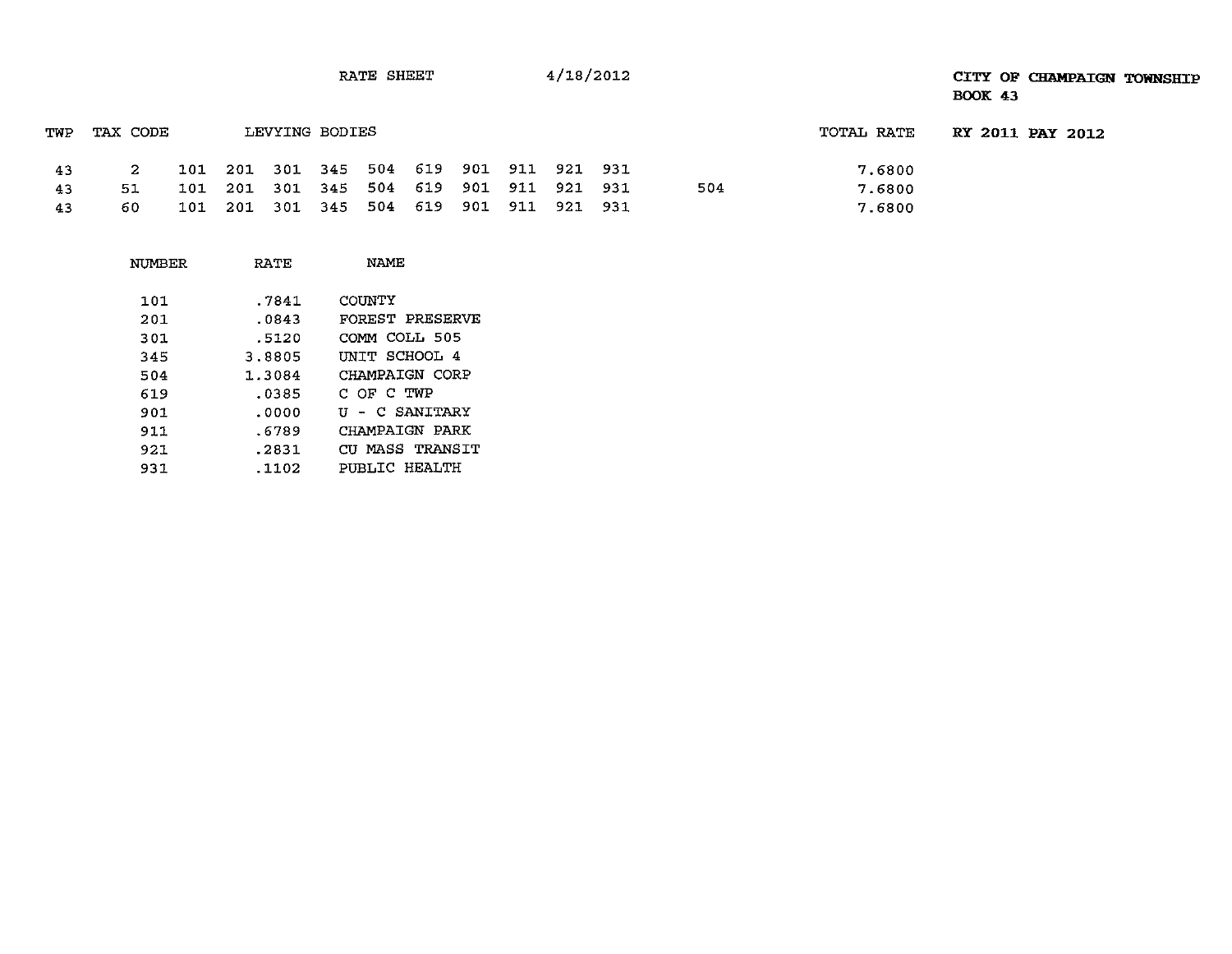RATE SHEET 4/18/2012

**CITY OF CHAMPAIGN TOWNSHIP**
**BOOK 43**

**RY 2011 PAY 2012**

| TWP | TAX CODE | LEVYING BODIES | | | | | | | | | | | TOTAL RATE |
|---|---|---|---|---|---|---|---|---|---|---|---|---|---|
| 43 | 2 | 101 | 201 | 301 | 345 | 504 | 619 | 901 | 911 | 921 | 931 | | 7.6800 |
| 43 | 51 | 101 | 201 | 301 | 345 | 504 | 619 | 901 | 911 | 921 | 931 | 504 | 7.6800 |
| 43 | 60 | 101 | 201 | 301 | 345 | 504 | 619 | 901 | 911 | 921 | 931 | | 7.6800 |

| NUMBER | RATE | NAME |
|---|---|---|
| 101 | .7841 | COUNTY |
| 201 | .0843 | FOREST PRESERVE |
| 301 | .5120 | COMM COLL 505 |
| 345 | 3.8805 | UNIT SCHOOL 4 |
| 504 | 1.3084 | CHAMPAIGN CORP |
| 619 | .0385 | C OF C TWP |
| 901 | .0000 | U - C SANITARY |
| 911 | .6789 | CHAMPAIGN PARK |
| 921 | .2831 | CU MASS TRANSIT |
| 931 | .1102 | PUBLIC HEALTH |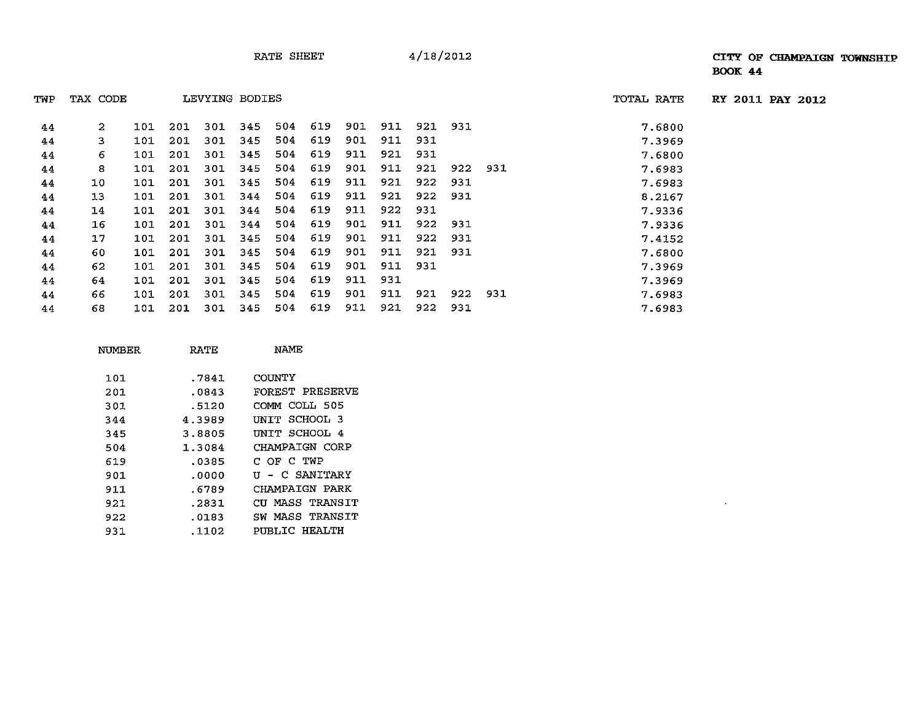RATE SHEET 4/18/2012

**CITY OF CHAMPAIGN TOWNSHIP**
**BOOK 44**

**RY 2011 PAY 2012**

| TWP | TAX CODE | LEVYING BODIES | | | | | | | | | | | TOTAL RATE |
|---|---|---|---|---|---|---|---|---|---|---|---|---|---|
| 44 | 2 | 101 | 201 | 301 | 345 | 504 | 619 | 901 | 911 | 921 | 931 | | 7.6800 |
| 44 | 3 | 101 | 201 | 301 | 345 | 504 | 619 | 901 | 911 | 931 | | | 7.3969 |
| 44 | 6 | 101 | 201 | 301 | 345 | 504 | 619 | 911 | 921 | 931 | | | 7.6800 |
| 44 | 8 | 101 | 201 | 301 | 345 | 504 | 619 | 901 | 911 | 921 | 922 | 931 | 7.6983 |
| 44 | 10 | 101 | 201 | 301 | 345 | 504 | 619 | 911 | 921 | 922 | 931 | | 7.6983 |
| 44 | 13 | 101 | 201 | 301 | 344 | 504 | 619 | 911 | 921 | 922 | 931 | | 8.2167 |
| 44 | 14 | 101 | 201 | 301 | 344 | 504 | 619 | 911 | 922 | 931 | | | 7.9336 |
| 44 | 16 | 101 | 201 | 301 | 344 | 504 | 619 | 901 | 911 | 922 | 931 | | 7.9336 |
| 44 | 17 | 101 | 201 | 301 | 345 | 504 | 619 | 901 | 911 | 922 | 931 | | 7.4152 |
| 44 | 60 | 101 | 201 | 301 | 345 | 504 | 619 | 901 | 911 | 921 | 931 | | 7.6800 |
| 44 | 62 | 101 | 201 | 301 | 345 | 504 | 619 | 901 | 911 | 931 | | | 7.3969 |
| 44 | 64 | 101 | 201 | 301 | 345 | 504 | 619 | 911 | 931 | | | | 7.3969 |
| 44 | 66 | 101 | 201 | 301 | 345 | 504 | 619 | 901 | 911 | 921 | 922 | 931 | 7.6983 |
| 44 | 68 | 101 | 201 | 301 | 345 | 504 | 619 | 911 | 921 | 922 | 931 | | 7.6983 |

| NUMBER | RATE | NAME |
|---|---|---|
| 101 | .7841 | COUNTY |
| 201 | .0843 | FOREST PRESERVE |
| 301 | .5120 | COMM COLL 505 |
| 344 | 4.3989 | UNIT SCHOOL 3 |
| 345 | 3.8805 | UNIT SCHOOL 4 |
| 504 | 1.3084 | CHAMPAIGN CORP |
| 619 | .0385 | C OF C TWP |
| 901 | .0000 | U - C SANITARY |
| 911 | .6789 | CHAMPAIGN PARK |
| 921 | .2831 | CU MASS TRANSIT |
| 922 | .0183 | SW MASS TRANSIT |
| 931 | .1102 | PUBLIC HEALTH |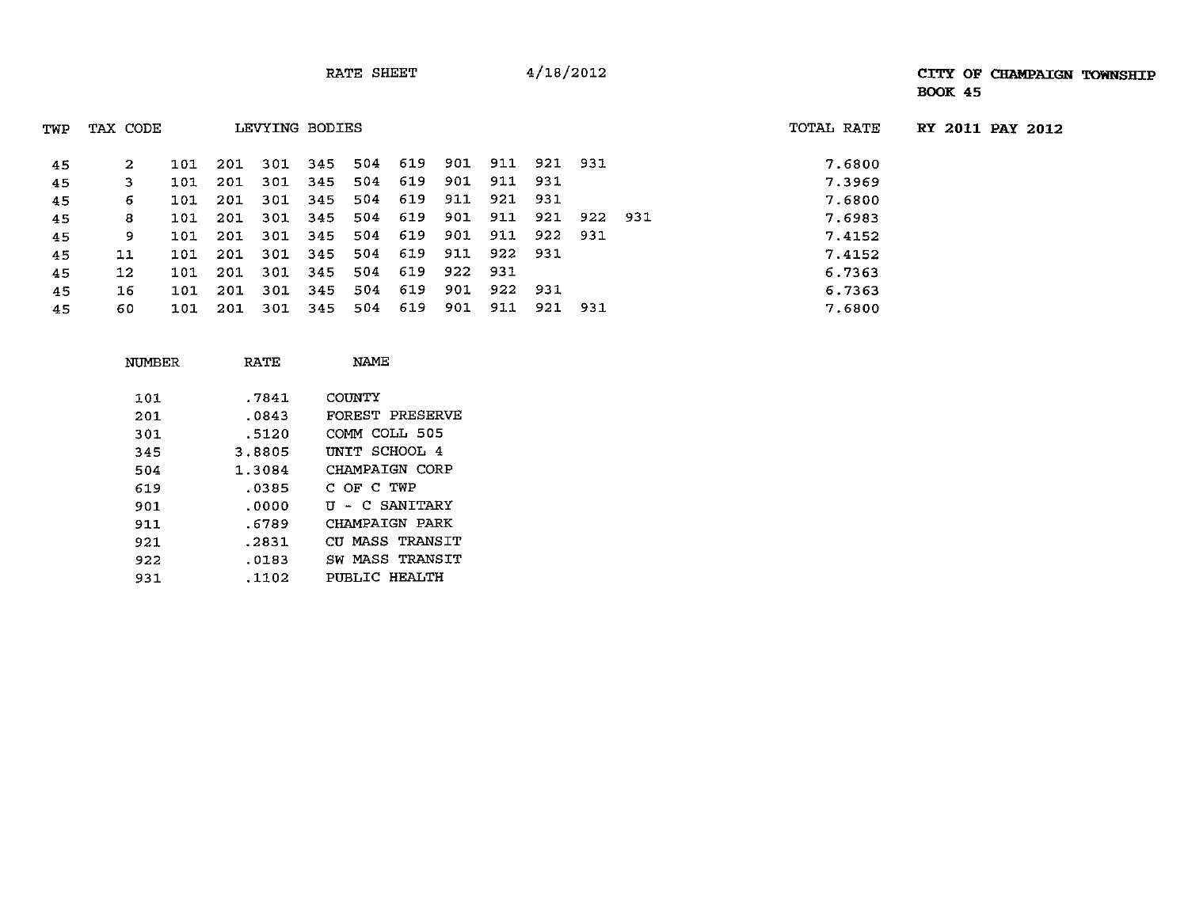RATE SHEET 4/18/2012

**CITY OF CHAMPAIGN TOWNSHIP**
**BOOK 45**

**RY 2011 PAY 2012**

| TWP | TAX CODE | LEVYING BODIES | TOTAL RATE |
|---|---|---|---|
| 45 | 2 | 101 201 301 345 504 619 901 911 921 931 | 7.6800 |
| 45 | 3 | 101 201 301 345 504 619 901 911 931 | 7.3969 |
| 45 | 6 | 101 201 301 345 504 619 911 921 931 | 7.6800 |
| 45 | 8 | 101 201 301 345 504 619 901 911 921 922 931 | 7.6983 |
| 45 | 9 | 101 201 301 345 504 619 901 911 922 931 | 7.4152 |
| 45 | 11 | 101 201 301 345 504 619 911 922 931 | 7.4152 |
| 45 | 12 | 101 201 301 345 504 619 922 931 | 6.7363 |
| 45 | 16 | 101 201 301 345 504 619 901 922 931 | 6.7363 |
| 45 | 60 | 101 201 301 345 504 619 901 911 921 931 | 7.6800 |

| NUMBER | RATE | NAME |
|---|---|---|
| 101 | .7841 | COUNTY |
| 201 | .0843 | FOREST PRESERVE |
| 301 | .5120 | COMM COLL 505 |
| 345 | 3.8805 | UNIT SCHOOL 4 |
| 504 | 1.3084 | CHAMPAIGN CORP |
| 619 | .0385 | C OF C TWP |
| 901 | .0000 | U - C SANITARY |
| 911 | .6789 | CHAMPAIGN PARK |
| 921 | .2831 | CU MASS TRANSIT |
| 922 | .0183 | SW MASS TRANSIT |
| 931 | .1102 | PUBLIC HEALTH |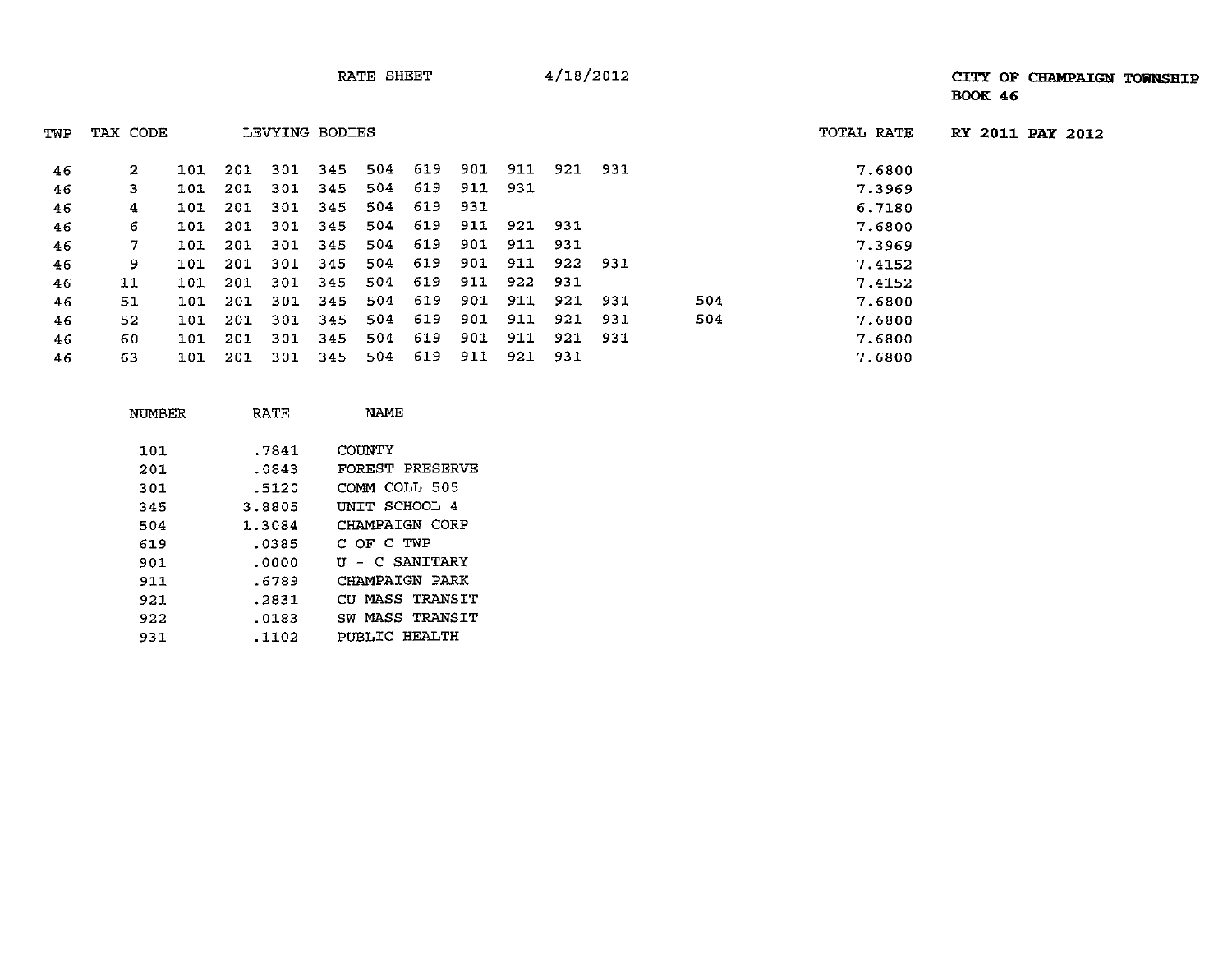RATE SHEET 4/18/2012

**CITY OF CHAMPAIGN TOWNSHIP**
**BOOK 46**

**RY 2011 PAY 2012**

| TWP | TAX CODE | LEVYING BODIES | | | | | | | | | | | TOTAL RATE |
|---|---|---|---|---|---|---|---|---|---|---|---|---|---|
| 46 | 2 | 101 | 201 | 301 | 345 | 504 | 619 | 901 | 911 | 921 | 931 | | 7.6800 |
| 46 | 3 | 101 | 201 | 301 | 345 | 504 | 619 | 911 | 931 | | | | 7.3969 |
| 46 | 4 | 101 | 201 | 301 | 345 | 504 | 619 | 931 | | | | | 6.7180 |
| 46 | 6 | 101 | 201 | 301 | 345 | 504 | 619 | 911 | 921 | 931 | | | 7.6800 |
| 46 | 7 | 101 | 201 | 301 | 345 | 504 | 619 | 901 | 911 | 931 | | | 7.3969 |
| 46 | 9 | 101 | 201 | 301 | 345 | 504 | 619 | 901 | 911 | 922 | 931 | | 7.4152 |
| 46 | 11 | 101 | 201 | 301 | 345 | 504 | 619 | 911 | 922 | 931 | | | 7.4152 |
| 46 | 51 | 101 | 201 | 301 | 345 | 504 | 619 | 901 | 911 | 921 | 931 | 504 | 7.6800 |
| 46 | 52 | 101 | 201 | 301 | 345 | 504 | 619 | 901 | 911 | 921 | 931 | 504 | 7.6800 |
| 46 | 60 | 101 | 201 | 301 | 345 | 504 | 619 | 901 | 911 | 921 | 931 | | 7.6800 |
| 46 | 63 | 101 | 201 | 301 | 345 | 504 | 619 | 911 | 921 | 931 | | | 7.6800 |

| NUMBER | RATE | NAME |
|---|---|---|
| 101 | .7841 | COUNTY |
| 201 | .0843 | FOREST PRESERVE |
| 301 | .5120 | COMM COLL 505 |
| 345 | 3.8805 | UNIT SCHOOL 4 |
| 504 | 1.3084 | CHAMPAIGN CORP |
| 619 | .0385 | C OF C TWP |
| 901 | .0000 | U - C SANITARY |
| 911 | .6789 | CHAMPAIGN PARK |
| 921 | .2831 | CU MASS TRANSIT |
| 922 | .0183 | SW MASS TRANSIT |
| 931 | .1102 | PUBLIC HEALTH |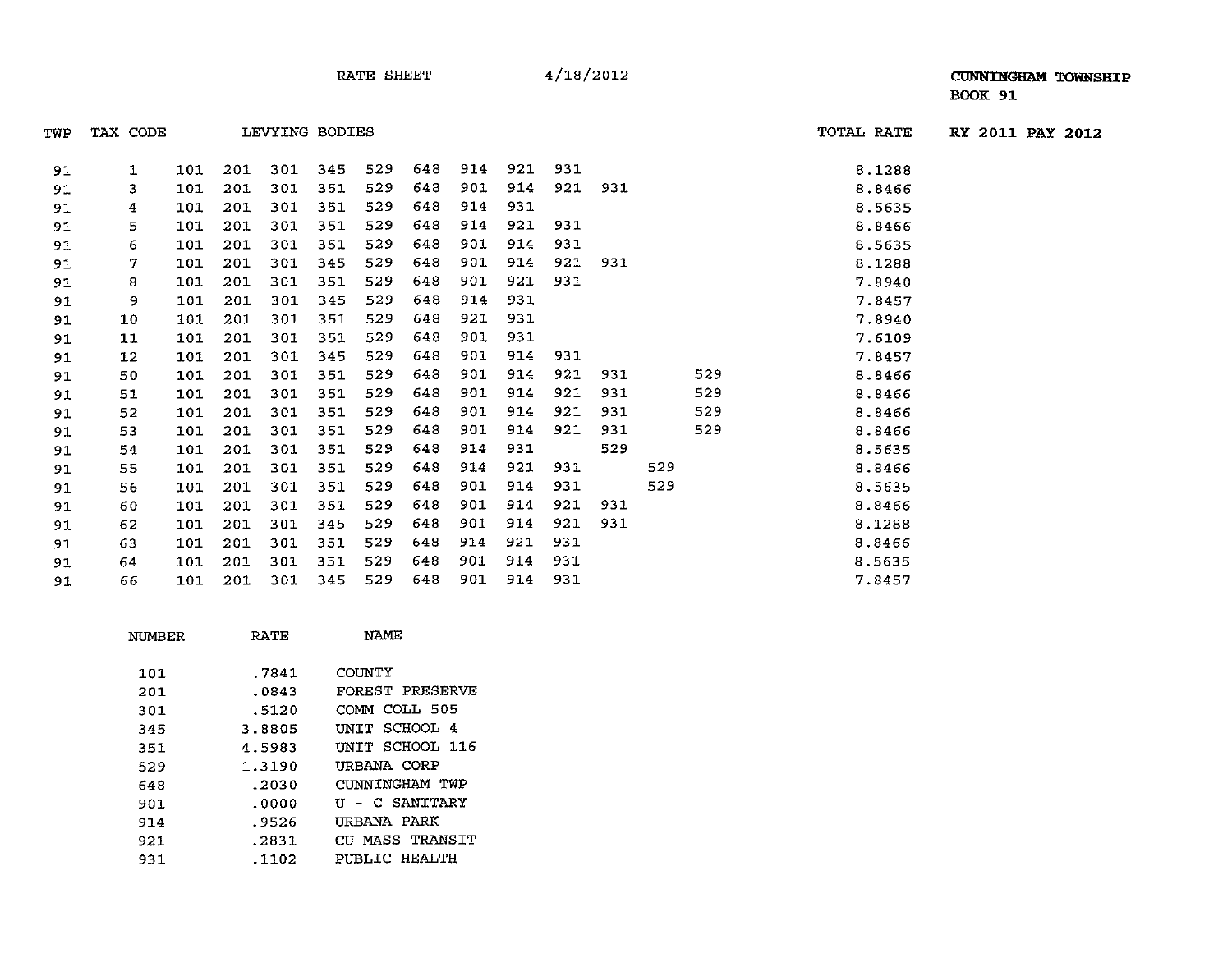RATE SHEET 4/18/2012

**CUNNINGHAM TOWNSHIP**
**BOOK 91**

RY 2011 PAY 2012

| TWP | TAX CODE | LEVYING BODIES | | | | | | | | | | | | TOTAL RATE |
|---|---|---|---|---|---|---|---|---|---|---|---|---|---|---|
| 91 | 1 | 101 | 201 | 301 | 345 | 529 | 648 | 914 | 921 | 931 | | | | 8.1288 |
| 91 | 3 | 101 | 201 | 301 | 351 | 529 | 648 | 901 | 914 | 921 | 931 | | | 8.8466 |
| 91 | 4 | 101 | 201 | 301 | 351 | 529 | 648 | 914 | 931 | | | | | 8.5635 |
| 91 | 5 | 101 | 201 | 301 | 351 | 529 | 648 | 914 | 921 | 931 | | | | 8.8466 |
| 91 | 6 | 101 | 201 | 301 | 351 | 529 | 648 | 901 | 914 | 931 | | | | 8.5635 |
| 91 | 7 | 101 | 201 | 301 | 345 | 529 | 648 | 901 | 914 | 921 | 931 | | | 8.1288 |
| 91 | 8 | 101 | 201 | 301 | 351 | 529 | 648 | 901 | 921 | 931 | | | | 7.8940 |
| 91 | 9 | 101 | 201 | 301 | 345 | 529 | 648 | 914 | 931 | | | | | 7.8457 |
| 91 | 10 | 101 | 201 | 301 | 351 | 529 | 648 | 921 | 931 | | | | | 7.8940 |
| 91 | 11 | 101 | 201 | 301 | 351 | 529 | 648 | 901 | 931 | | | | | 7.6109 |
| 91 | 12 | 101 | 201 | 301 | 345 | 529 | 648 | 901 | 914 | 931 | | | | 7.8457 |
| 91 | 50 | 101 | 201 | 301 | 351 | 529 | 648 | 901 | 914 | 921 | 931 | | 529 | 8.8466 |
| 91 | 51 | 101 | 201 | 301 | 351 | 529 | 648 | 901 | 914 | 921 | 931 | | 529 | 8.8466 |
| 91 | 52 | 101 | 201 | 301 | 351 | 529 | 648 | 901 | 914 | 921 | 931 | | 529 | 8.8466 |
| 91 | 53 | 101 | 201 | 301 | 351 | 529 | 648 | 901 | 914 | 921 | 931 | | 529 | 8.8466 |
| 91 | 54 | 101 | 201 | 301 | 351 | 529 | 648 | 914 | 931 | | 529 | | | 8.5635 |
| 91 | 55 | 101 | 201 | 301 | 351 | 529 | 648 | 914 | 921 | 931 | | 529 | | 8.8466 |
| 91 | 56 | 101 | 201 | 301 | 351 | 529 | 648 | 901 | 914 | 931 | | 529 | | 8.5635 |
| 91 | 60 | 101 | 201 | 301 | 351 | 529 | 648 | 901 | 914 | 921 | 931 | | | 8.8466 |
| 91 | 62 | 101 | 201 | 301 | 345 | 529 | 648 | 901 | 914 | 921 | 931 | | | 8.1288 |
| 91 | 63 | 101 | 201 | 301 | 351 | 529 | 648 | 914 | 921 | 931 | | | | 8.8466 |
| 91 | 64 | 101 | 201 | 301 | 351 | 529 | 648 | 901 | 914 | 931 | | | | 8.5635 |
| 91 | 66 | 101 | 201 | 301 | 345 | 529 | 648 | 901 | 914 | 931 | | | | 7.8457 |

| NUMBER | RATE | NAME |
|---|---|---|
| 101 | .7841 | COUNTY |
| 201 | .0843 | FOREST PRESERVE |
| 301 | .5120 | COMM COLL 505 |
| 345 | 3.8805 | UNIT SCHOOL 4 |
| 351 | 4.5983 | UNIT SCHOOL 116 |
| 529 | 1.3190 | URBANA CORP |
| 648 | .2030 | CUNNINGHAM TWP |
| 901 | .0000 | U - C SANITARY |
| 914 | .9526 | URBANA PARK |
| 921 | .2831 | CU MASS TRANSIT |
| 931 | .1102 | PUBLIC HEALTH |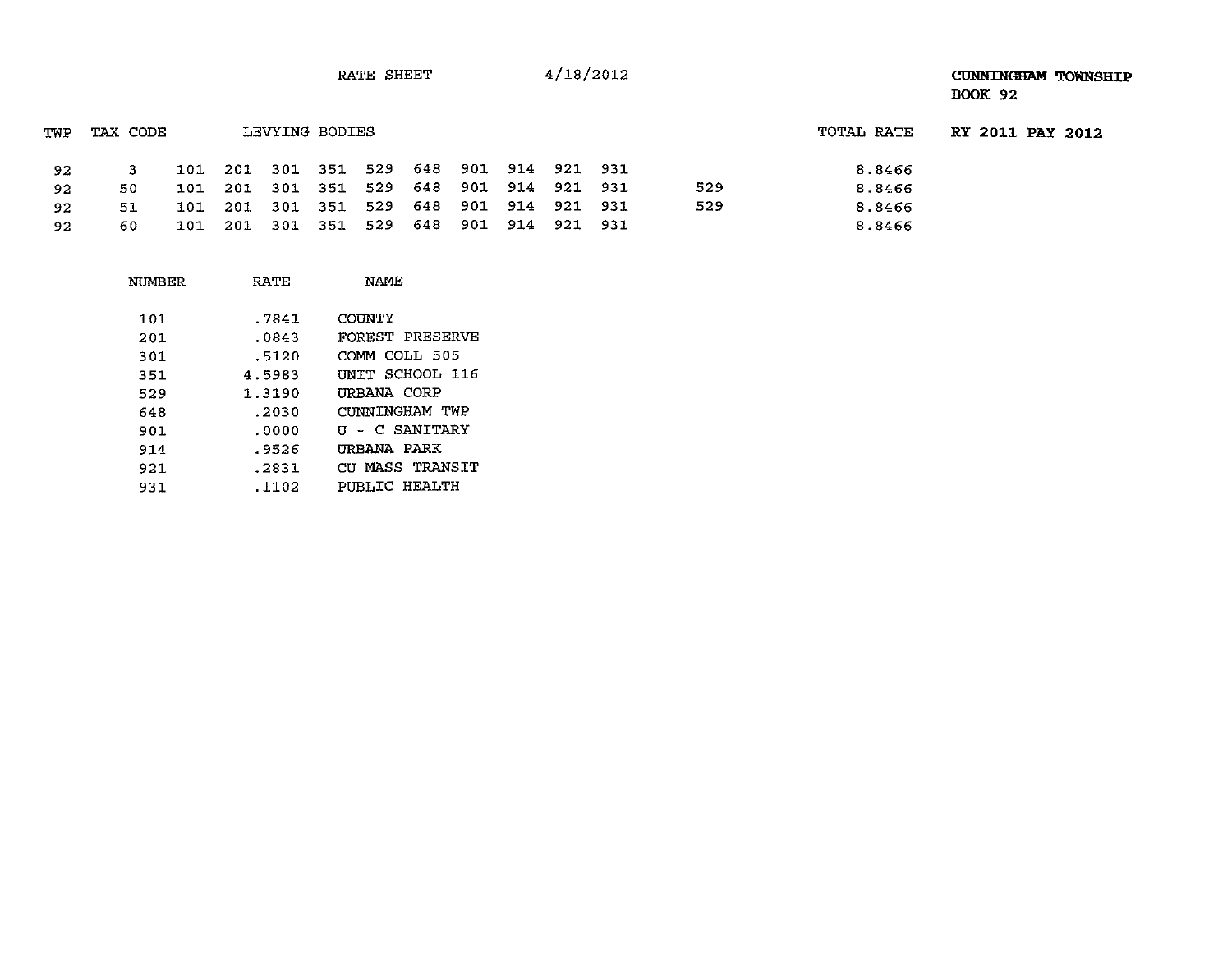RATE SHEET 4/18/2012

**CUNNINGHAM TOWNSHIP**
**BOOK 92**

**RY 2011 PAY 2012**

| TWP | TAX CODE | LEVYING BODIES | | | | | | | | | | | TOTAL RATE |
|---|---|---|---|---|---|---|---|---|---|---|---|---|---|
| 92 | 3 | 101 | 201 | 301 | 351 | 529 | 648 | 901 | 914 | 921 | 931 | | 8.8466 |
| 92 | 50 | 101 | 201 | 301 | 351 | 529 | 648 | 901 | 914 | 921 | 931 | 529 | 8.8466 |
| 92 | 51 | 101 | 201 | 301 | 351 | 529 | 648 | 901 | 914 | 921 | 931 | 529 | 8.8466 |
| 92 | 60 | 101 | 201 | 301 | 351 | 529 | 648 | 901 | 914 | 921 | 931 | | 8.8466 |

| NUMBER | RATE | NAME |
|---|---|---|
| 101 | .7841 | COUNTY |
| 201 | .0843 | FOREST PRESERVE |
| 301 | .5120 | COMM COLL 505 |
| 351 | 4.5983 | UNIT SCHOOL 116 |
| 529 | 1.3190 | URBANA CORP |
| 648 | .2030 | CUNNINGHAM TWP |
| 901 | .0000 | U - C SANITARY |
| 914 | .9526 | URBANA PARK |
| 921 | .2831 | CU MASS TRANSIT |
| 931 | .1102 | PUBLIC HEALTH |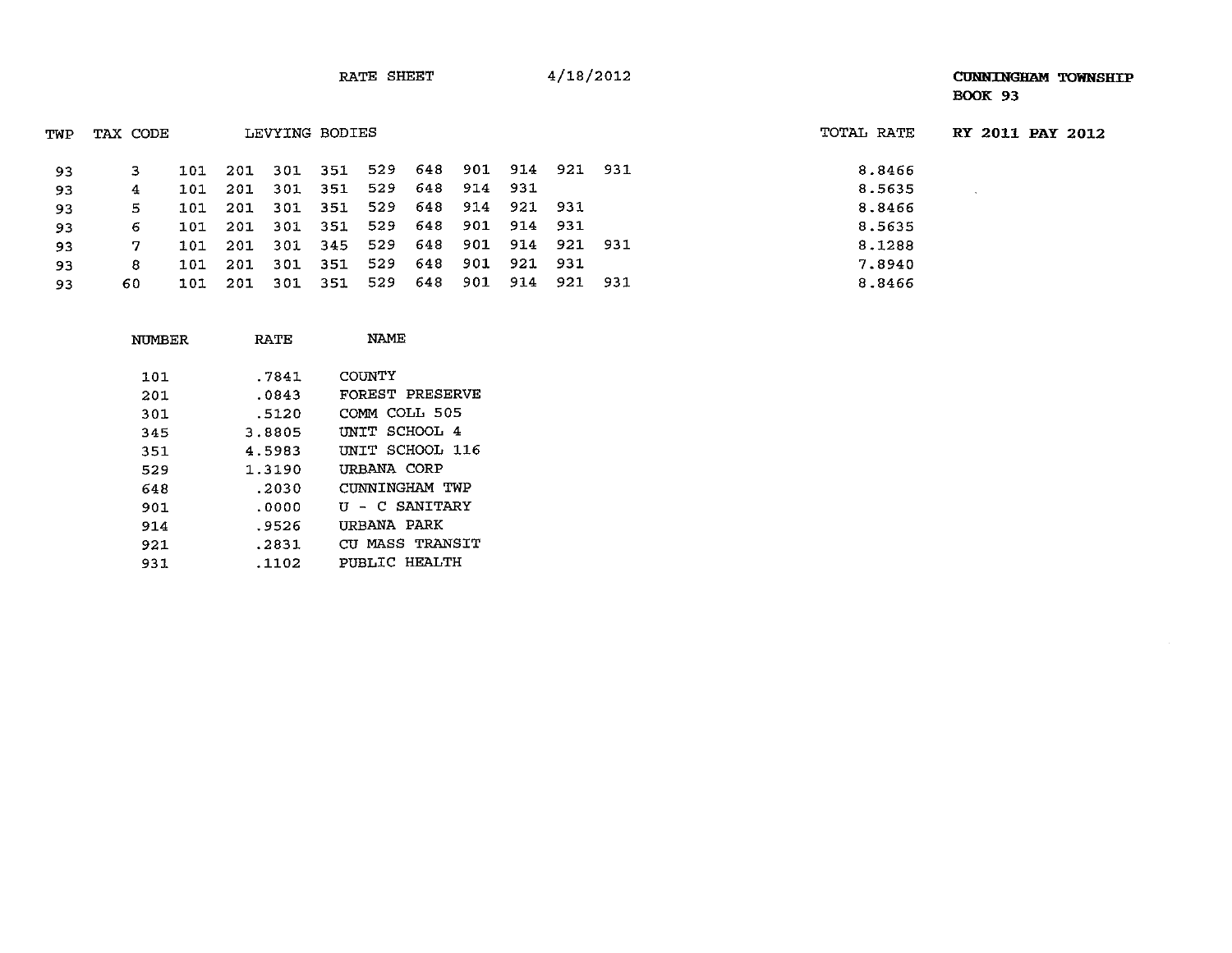RATE SHEET 4/18/2012

**CUNNINGHAM TOWNSHIP**
**BOOK 93**

**RY 2011 PAY 2012**

| TWP | TAX CODE | LEVYING BODIES | | | | | | | | | | TOTAL RATE |
|---|---|---|---|---|---|---|---|---|---|---|---|---|
| 93 | 3 | 101 | 201 | 301 | 351 | 529 | 648 | 901 | 914 | 921 | 931 | 8.8466 |
| 93 | 4 | 101 | 201 | 301 | 351 | 529 | 648 | 914 | 931 | | | 8.5635 |
| 93 | 5 | 101 | 201 | 301 | 351 | 529 | 648 | 914 | 921 | 931 | | 8.8466 |
| 93 | 6 | 101 | 201 | 301 | 351 | 529 | 648 | 901 | 914 | 931 | | 8.5635 |
| 93 | 7 | 101 | 201 | 301 | 345 | 529 | 648 | 901 | 914 | 921 | 931 | 8.1288 |
| 93 | 8 | 101 | 201 | 301 | 351 | 529 | 648 | 901 | 921 | 931 | | 7.8940 |
| 93 | 60 | 101 | 201 | 301 | 351 | 529 | 648 | 901 | 914 | 921 | 931 | 8.8466 |

| NUMBER | RATE | NAME |
|---|---|---|
| 101 | .7841 | COUNTY |
| 201 | .0843 | FOREST PRESERVE |
| 301 | .5120 | COMM COLL 505 |
| 345 | 3.8805 | UNIT SCHOOL 4 |
| 351 | 4.5983 | UNIT SCHOOL 116 |
| 529 | 1.3190 | URBANA CORP |
| 648 | .2030 | CUNNINGHAM TWP |
| 901 | .0000 | U - C SANITARY |
| 914 | .9526 | URBANA PARK |
| 921 | .2831 | CU MASS TRANSIT |
| 931 | .1102 | PUBLIC HEALTH |